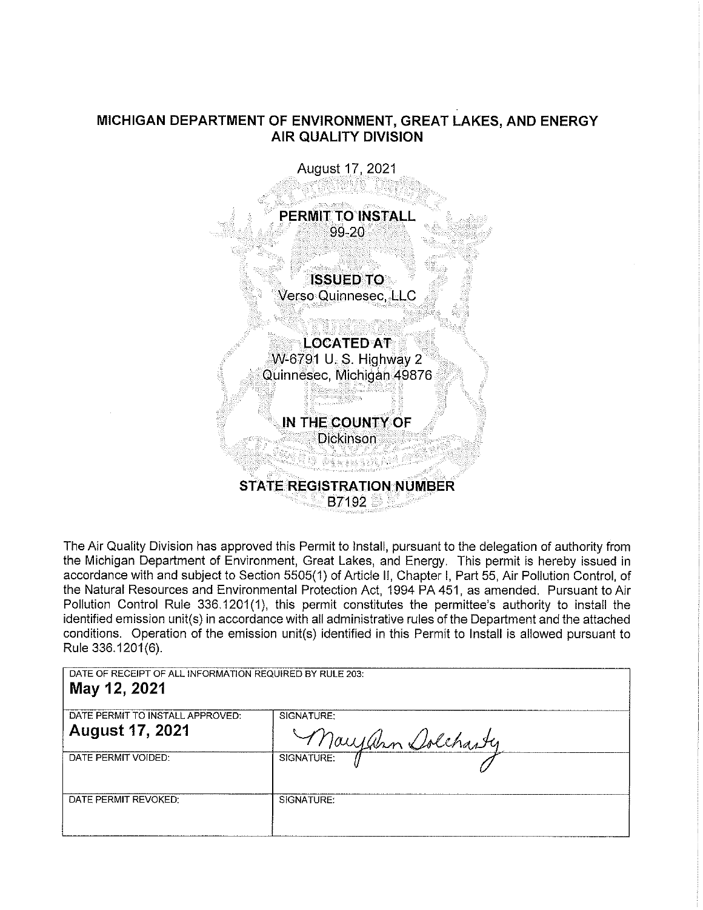# MICHIGAN DEPARTMENT OF ENVIRONMENT, GREAT LAKES, AND ENERGY
## AIR QUALITY DIVISION

August 17, 2021

**PERMIT TO INSTALL**
99-20

**ISSUED TO**
Verso Quinnesec, LLC

**LOCATED AT**
W-6791 U. S. Highway 2
Quinnesec, Michigan 49876

**IN THE COUNTY OF**
Dickinson

**STATE REGISTRATION NUMBER**
B7192

The Air Quality Division has approved this Permit to Install, pursuant to the delegation of authority from the Michigan Department of Environment, Great Lakes, and Energy. This permit is hereby issued in accordance with and subject to Section 5505(1) of Article II, Chapter I, Part 55, Air Pollution Control, of the Natural Resources and Environmental Protection Act, 1994 PA 451, as amended. Pursuant to Air Pollution Control Rule 336.1201(1), this permit constitutes the permittee's authority to install the identified emission unit(s) in accordance with all administrative rules of the Department and the attached conditions. Operation of the emission unit(s) identified in this Permit to Install is allowed pursuant to Rule 336.1201(6).

| DATE OF RECEIPT OF ALL INFORMATION REQUIRED BY RULE 203: **May 12, 2021** | |
|---|---|
| DATE PERMIT TO INSTALL APPROVED: **August 17, 2021** | SIGNATURE: MaryAnn Dolehanty |
| DATE PERMIT VOIDED: | SIGNATURE: |
| DATE PERMIT REVOKED: | SIGNATURE: |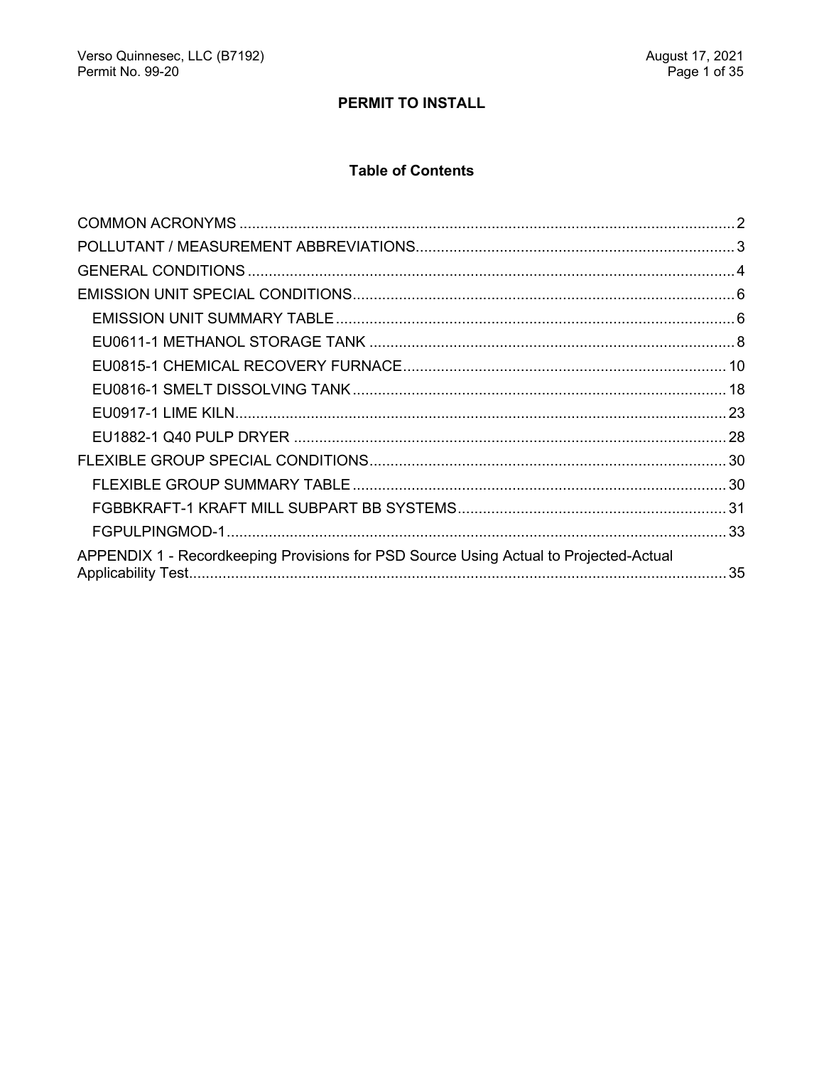## PERMIT TO INSTALL

### Table of Contents

COMMON ACRONYMS ..... 2
POLLUTANT / MEASUREMENT ABBREVIATIONS..... 3
GENERAL CONDITIONS ..... 4
EMISSION UNIT SPECIAL CONDITIONS..... 6
- EMISSION UNIT SUMMARY TABLE ..... 6
- EU0611-1 METHANOL STORAGE TANK ..... 8
- EU0815-1 CHEMICAL RECOVERY FURNACE..... 10
- EU0816-1 SMELT DISSOLVING TANK..... 18
- EU0917-1 LIME KILN..... 23
- EU1882-1 Q40 PULP DRYER ..... 28

FLEXIBLE GROUP SPECIAL CONDITIONS..... 30
- FLEXIBLE GROUP SUMMARY TABLE..... 30
- FGBBKRAFT-1 KRAFT MILL SUBPART BB SYSTEMS..... 31
- FGPULPINGMOD-1..... 33

APPENDIX 1 - Recordkeeping Provisions for PSD Source Using Actual to Projected-Actual Applicability Test..... 35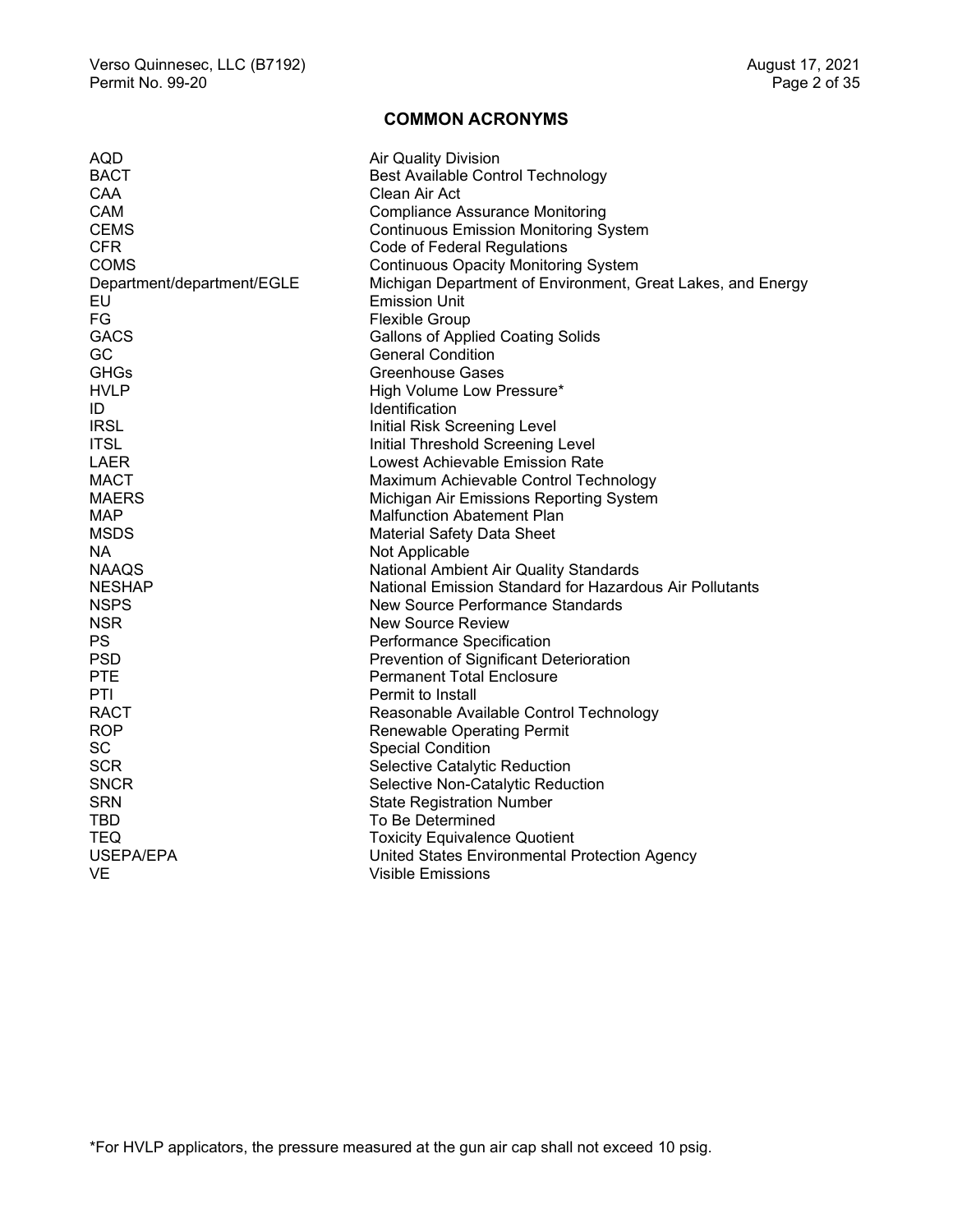## COMMON ACRONYMS

| | |
|---|---|
| AQD | Air Quality Division |
| BACT | Best Available Control Technology |
| CAA | Clean Air Act |
| CAM | Compliance Assurance Monitoring |
| CEMS | Continuous Emission Monitoring System |
| CFR | Code of Federal Regulations |
| COMS | Continuous Opacity Monitoring System |
| Department/department/EGLE | Michigan Department of Environment, Great Lakes, and Energy |
| EU | Emission Unit |
| FG | Flexible Group |
| GACS | Gallons of Applied Coating Solids |
| GC | General Condition |
| GHGs | Greenhouse Gases |
| HVLP | High Volume Low Pressure* |
| ID | Identification |
| IRSL | Initial Risk Screening Level |
| ITSL | Initial Threshold Screening Level |
| LAER | Lowest Achievable Emission Rate |
| MACT | Maximum Achievable Control Technology |
| MAERS | Michigan Air Emissions Reporting System |
| MAP | Malfunction Abatement Plan |
| MSDS | Material Safety Data Sheet |
| NA | Not Applicable |
| NAAQS | National Ambient Air Quality Standards |
| NESHAP | National Emission Standard for Hazardous Air Pollutants |
| NSPS | New Source Performance Standards |
| NSR | New Source Review |
| PS | Performance Specification |
| PSD | Prevention of Significant Deterioration |
| PTE | Permanent Total Enclosure |
| PTI | Permit to Install |
| RACT | Reasonable Available Control Technology |
| ROP | Renewable Operating Permit |
| SC | Special Condition |
| SCR | Selective Catalytic Reduction |
| SNCR | Selective Non-Catalytic Reduction |
| SRN | State Registration Number |
| TBD | To Be Determined |
| TEQ | Toxicity Equivalence Quotient |
| USEPA/EPA | United States Environmental Protection Agency |
| VE | Visible Emissions |

*For HVLP applicators, the pressure measured at the gun air cap shall not exceed 10 psig.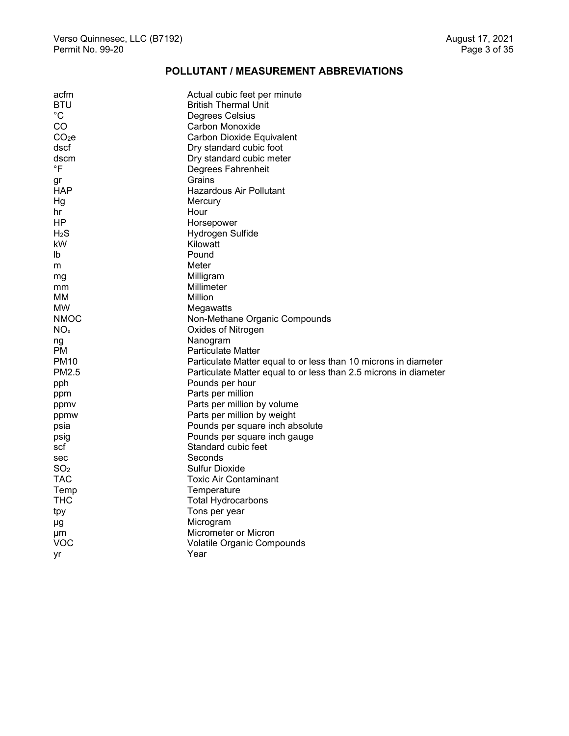## POLLUTANT / MEASUREMENT ABBREVIATIONS

| | |
|---|---|
| acfm | Actual cubic feet per minute |
| BTU | British Thermal Unit |
| °C | Degrees Celsius |
| CO | Carbon Monoxide |
| $CO_2e$ | Carbon Dioxide Equivalent |
| dscf | Dry standard cubic foot |
| dscm | Dry standard cubic meter |
| °F | Degrees Fahrenheit |
| gr | Grains |
| HAP | Hazardous Air Pollutant |
| Hg | Mercury |
| hr | Hour |
| HP | Horsepower |
| $H_2S$ | Hydrogen Sulfide |
| kW | Kilowatt |
| lb | Pound |
| m | Meter |
| mg | Milligram |
| mm | Millimeter |
| MM | Million |
| MW | Megawatts |
| NMOC | Non-Methane Organic Compounds |
| $NO_x$ | Oxides of Nitrogen |
| ng | Nanogram |
| PM | Particulate Matter |
| PM10 | Particulate Matter equal to or less than 10 microns in diameter |
| PM2.5 | Particulate Matter equal to or less than 2.5 microns in diameter |
| pph | Pounds per hour |
| ppm | Parts per million |
| ppmv | Parts per million by volume |
| ppmw | Parts per million by weight |
| psia | Pounds per square inch absolute |
| psig | Pounds per square inch gauge |
| scf | Standard cubic feet |
| sec | Seconds |
| $SO_2$ | Sulfur Dioxide |
| TAC | Toxic Air Contaminant |
| Temp | Temperature |
| THC | Total Hydrocarbons |
| tpy | Tons per year |
| µg | Microgram |
| µm | Micrometer or Micron |
| VOC | Volatile Organic Compounds |
| yr | Year |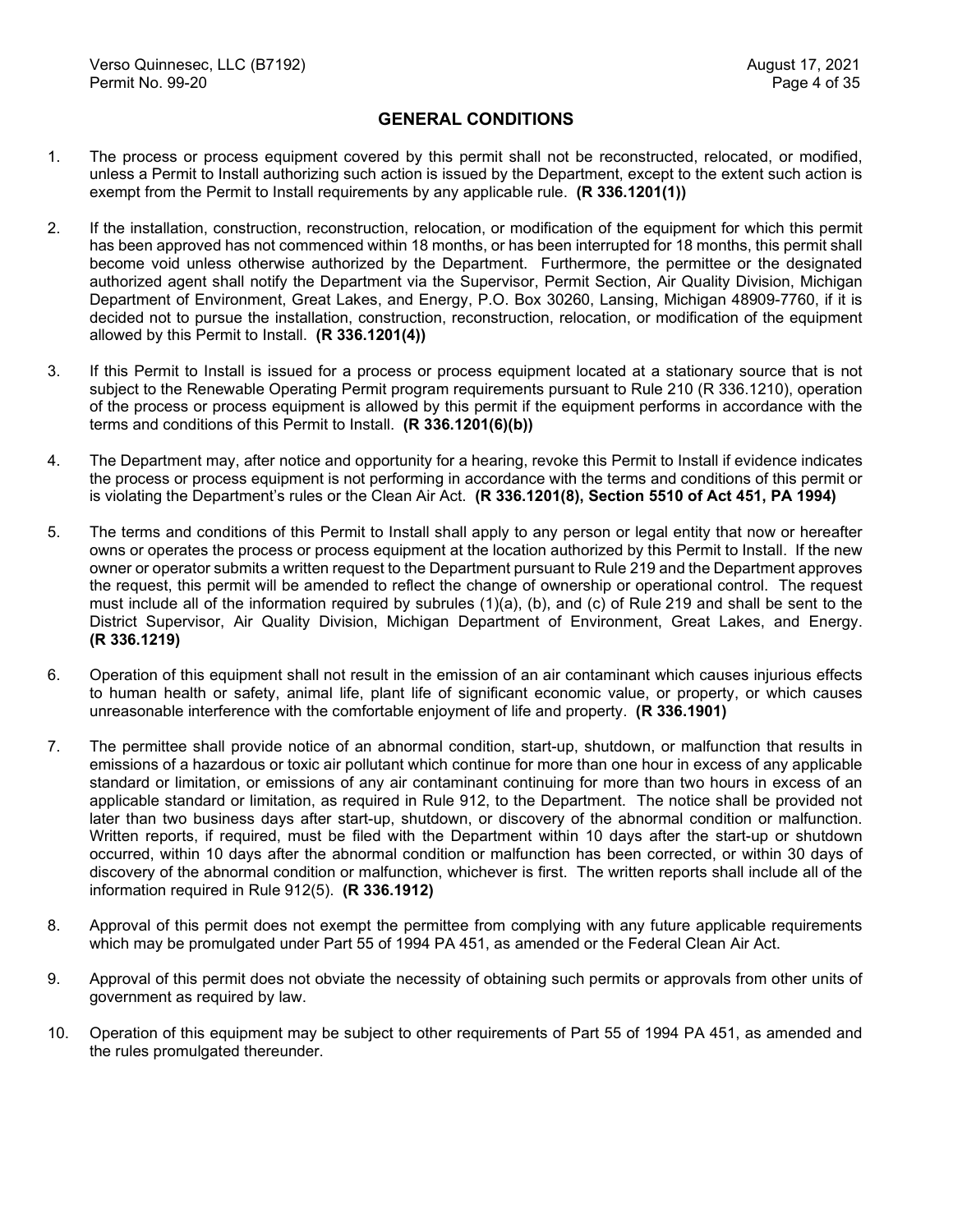## GENERAL CONDITIONS

1. The process or process equipment covered by this permit shall not be reconstructed, relocated, or modified, unless a Permit to Install authorizing such action is issued by the Department, except to the extent such action is exempt from the Permit to Install requirements by any applicable rule. **(R 336.1201(1))**

2. If the installation, construction, reconstruction, relocation, or modification of the equipment for which this permit has been approved has not commenced within 18 months, or has been interrupted for 18 months, this permit shall become void unless otherwise authorized by the Department. Furthermore, the permittee or the designated authorized agent shall notify the Department via the Supervisor, Permit Section, Air Quality Division, Michigan Department of Environment, Great Lakes, and Energy, P.O. Box 30260, Lansing, Michigan 48909-7760, if it is decided not to pursue the installation, construction, reconstruction, relocation, or modification of the equipment allowed by this Permit to Install. **(R 336.1201(4))**

3. If this Permit to Install is issued for a process or process equipment located at a stationary source that is not subject to the Renewable Operating Permit program requirements pursuant to Rule 210 (R 336.1210), operation of the process or process equipment is allowed by this permit if the equipment performs in accordance with the terms and conditions of this Permit to Install. **(R 336.1201(6)(b))**

4. The Department may, after notice and opportunity for a hearing, revoke this Permit to Install if evidence indicates the process or process equipment is not performing in accordance with the terms and conditions of this permit or is violating the Department's rules or the Clean Air Act. **(R 336.1201(8), Section 5510 of Act 451, PA 1994)**

5. The terms and conditions of this Permit to Install shall apply to any person or legal entity that now or hereafter owns or operates the process or process equipment at the location authorized by this Permit to Install. If the new owner or operator submits a written request to the Department pursuant to Rule 219 and the Department approves the request, this permit will be amended to reflect the change of ownership or operational control. The request must include all of the information required by subrules (1)(a), (b), and (c) of Rule 219 and shall be sent to the District Supervisor, Air Quality Division, Michigan Department of Environment, Great Lakes, and Energy. **(R 336.1219)**

6. Operation of this equipment shall not result in the emission of an air contaminant which causes injurious effects to human health or safety, animal life, plant life of significant economic value, or property, or which causes unreasonable interference with the comfortable enjoyment of life and property. **(R 336.1901)**

7. The permittee shall provide notice of an abnormal condition, start-up, shutdown, or malfunction that results in emissions of a hazardous or toxic air pollutant which continue for more than one hour in excess of any applicable standard or limitation, or emissions of any air contaminant continuing for more than two hours in excess of an applicable standard or limitation, as required in Rule 912, to the Department. The notice shall be provided not later than two business days after start-up, shutdown, or discovery of the abnormal condition or malfunction. Written reports, if required, must be filed with the Department within 10 days after the start-up or shutdown occurred, within 10 days after the abnormal condition or malfunction has been corrected, or within 30 days of discovery of the abnormal condition or malfunction, whichever is first. The written reports shall include all of the information required in Rule 912(5). **(R 336.1912)**

8. Approval of this permit does not exempt the permittee from complying with any future applicable requirements which may be promulgated under Part 55 of 1994 PA 451, as amended or the Federal Clean Air Act.

9. Approval of this permit does not obviate the necessity of obtaining such permits or approvals from other units of government as required by law.

10. Operation of this equipment may be subject to other requirements of Part 55 of 1994 PA 451, as amended and the rules promulgated thereunder.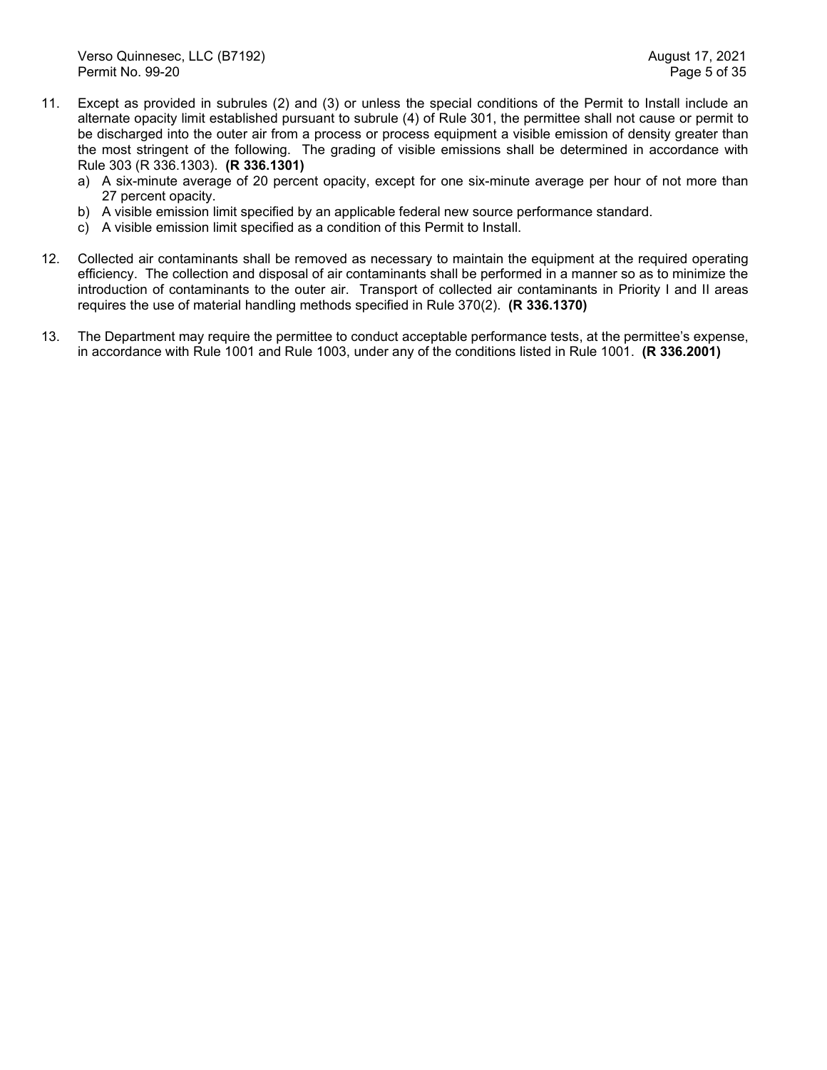11. Except as provided in subrules (2) and (3) or unless the special conditions of the Permit to Install include an alternate opacity limit established pursuant to subrule (4) of Rule 301, the permittee shall not cause or permit to be discharged into the outer air from a process or process equipment a visible emission of density greater than the most stringent of the following. The grading of visible emissions shall be determined in accordance with Rule 303 (R 336.1303). **(R 336.1301)**
    a) A six-minute average of 20 percent opacity, except for one six-minute average per hour of not more than 27 percent opacity.
    b) A visible emission limit specified by an applicable federal new source performance standard.
    c) A visible emission limit specified as a condition of this Permit to Install.

12. Collected air contaminants shall be removed as necessary to maintain the equipment at the required operating efficiency. The collection and disposal of air contaminants shall be performed in a manner so as to minimize the introduction of contaminants to the outer air. Transport of collected air contaminants in Priority I and II areas requires the use of material handling methods specified in Rule 370(2). **(R 336.1370)**

13. The Department may require the permittee to conduct acceptable performance tests, at the permittee's expense, in accordance with Rule 1001 and Rule 1003, under any of the conditions listed in Rule 1001. **(R 336.2001)**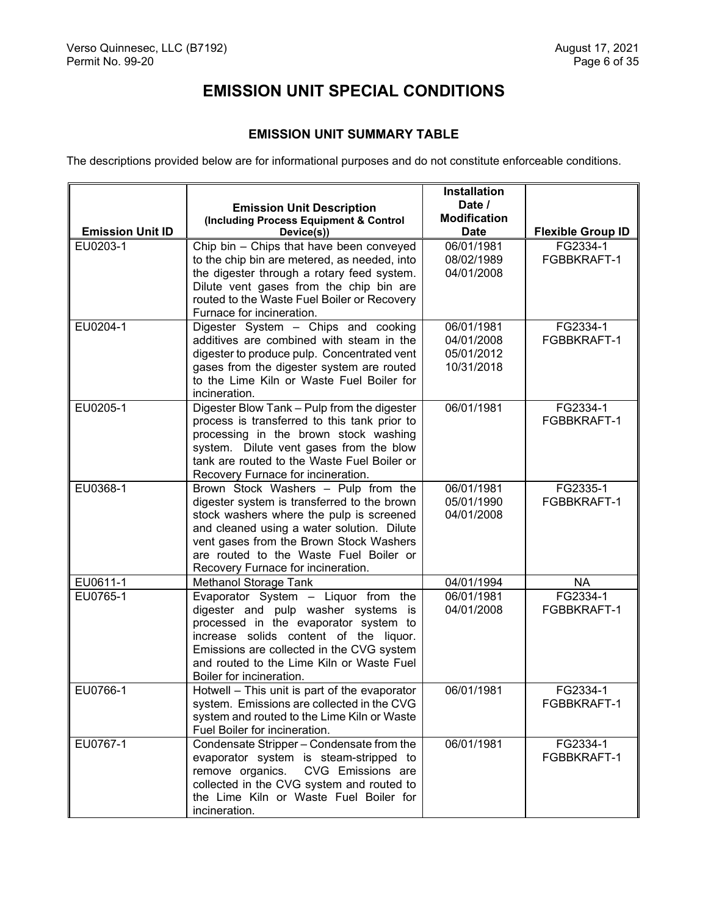# EMISSION UNIT SPECIAL CONDITIONS

## EMISSION UNIT SUMMARY TABLE

The descriptions provided below are for informational purposes and do not constitute enforceable conditions.

| Emission Unit ID | Emission Unit Description (Including Process Equipment & Control Device(s)) | Installation Date / Modification Date | Flexible Group ID |
|---|---|---|---|
| EU0203-1 | Chip bin – Chips that have been conveyed to the chip bin are metered, as needed, into the digester through a rotary feed system. Dilute vent gases from the chip bin are routed to the Waste Fuel Boiler or Recovery Furnace for incineration. | 06/01/1981<br>08/02/1989<br>04/01/2008 | FG2334-1<br>FGBBKRAFT-1 |
| EU0204-1 | Digester System – Chips and cooking additives are combined with steam in the digester to produce pulp. Concentrated vent gases from the digester system are routed to the Lime Kiln or Waste Fuel Boiler for incineration. | 06/01/1981<br>04/01/2008<br>05/01/2012<br>10/31/2018 | FG2334-1<br>FGBBKRAFT-1 |
| EU0205-1 | Digester Blow Tank – Pulp from the digester process is transferred to this tank prior to processing in the brown stock washing system. Dilute vent gases from the blow tank are routed to the Waste Fuel Boiler or Recovery Furnace for incineration. | 06/01/1981 | FG2334-1<br>FGBBKRAFT-1 |
| EU0368-1 | Brown Stock Washers – Pulp from the digester system is transferred to the brown stock washers where the pulp is screened and cleaned using a water solution. Dilute vent gases from the Brown Stock Washers are routed to the Waste Fuel Boiler or Recovery Furnace for incineration. | 06/01/1981<br>05/01/1990<br>04/01/2008 | FG2335-1<br>FGBBKRAFT-1 |
| EU0611-1 | Methanol Storage Tank | 04/01/1994 | NA |
| EU0765-1 | Evaporator System – Liquor from the digester and pulp washer systems is processed in the evaporator system to increase solids content of the liquor. Emissions are collected in the CVG system and routed to the Lime Kiln or Waste Fuel Boiler for incineration. | 06/01/1981<br>04/01/2008 | FG2334-1<br>FGBBKRAFT-1 |
| EU0766-1 | Hotwell – This unit is part of the evaporator system. Emissions are collected in the CVG system and routed to the Lime Kiln or Waste Fuel Boiler for incineration. | 06/01/1981 | FG2334-1<br>FGBBKRAFT-1 |
| EU0767-1 | Condensate Stripper – Condensate from the evaporator system is steam-stripped to remove organics. CVG Emissions are collected in the CVG system and routed to the Lime Kiln or Waste Fuel Boiler for incineration. | 06/01/1981 | FG2334-1<br>FGBBKRAFT-1 |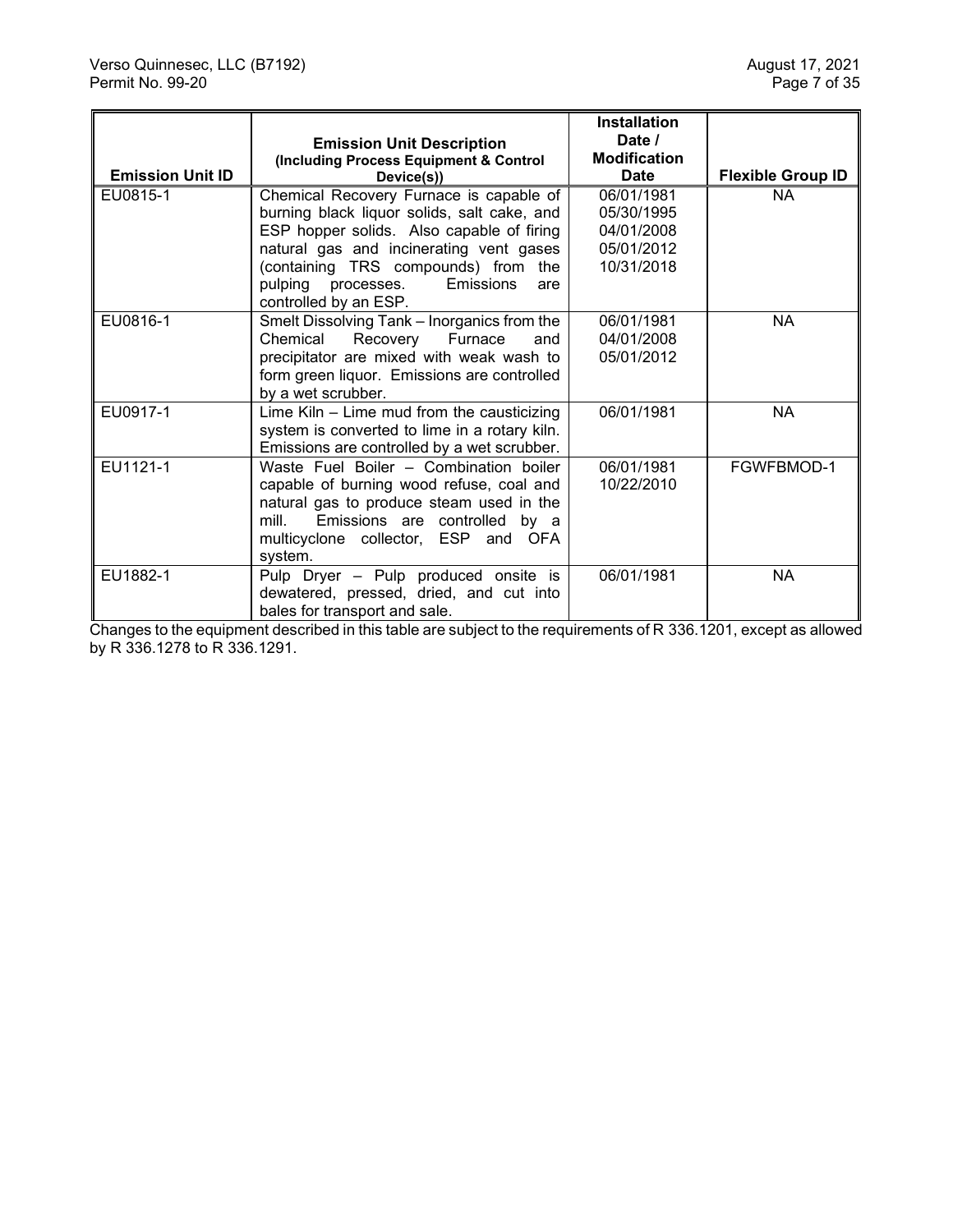| Emission Unit ID | Emission Unit Description (Including Process Equipment & Control Device(s)) | Installation Date / Modification Date | Flexible Group ID |
|---|---|---|---|
| EU0815-1 | Chemical Recovery Furnace is capable of burning black liquor solids, salt cake, and ESP hopper solids. Also capable of firing natural gas and incinerating vent gases (containing TRS compounds) from the pulping processes. Emissions are controlled by an ESP. | 06/01/1981<br>05/30/1995<br>04/01/2008<br>05/01/2012<br>10/31/2018 | NA |
| EU0816-1 | Smelt Dissolving Tank – Inorganics from the Chemical Recovery Furnace and precipitator are mixed with weak wash to form green liquor. Emissions are controlled by a wet scrubber. | 06/01/1981<br>04/01/2008<br>05/01/2012 | NA |
| EU0917-1 | Lime Kiln – Lime mud from the causticizing system is converted to lime in a rotary kiln. Emissions are controlled by a wet scrubber. | 06/01/1981 | NA |
| EU1121-1 | Waste Fuel Boiler – Combination boiler capable of burning wood refuse, coal and natural gas to produce steam used in the mill. Emissions are controlled by a multicyclone collector, ESP and OFA system. | 06/01/1981<br>10/22/2010 | FGWFBMOD-1 |
| EU1882-1 | Pulp Dryer – Pulp produced onsite is dewatered, pressed, dried, and cut into bales for transport and sale. | 06/01/1981 | NA |

Changes to the equipment described in this table are subject to the requirements of R 336.1201, except as allowed by R 336.1278 to R 336.1291.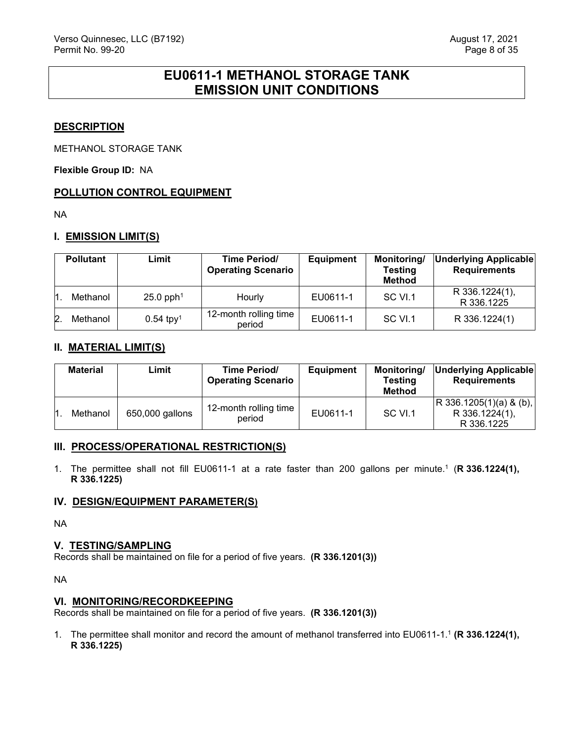# EU0611-1 METHANOL STORAGE TANK EMISSION UNIT CONDITIONS

## DESCRIPTION

METHANOL STORAGE TANK

**Flexible Group ID:** NA

## POLLUTION CONTROL EQUIPMENT

NA

## I. EMISSION LIMIT(S)

| Pollutant | Limit | Time Period/ Operating Scenario | Equipment | Monitoring/ Testing Method | Underlying Applicable Requirements |
|---|---|---|---|---|---|
| 1. Methanol | 25.0 pph[1] | Hourly | EU0611-1 | SC VI.1 | R 336.1224(1), R 336.1225 |
| 2. Methanol | 0.54 tpy[1] | 12-month rolling time period | EU0611-1 | SC VI.1 | R 336.1224(1) |

## II. MATERIAL LIMIT(S)

| Material | Limit | Time Period/ Operating Scenario | Equipment | Monitoring/ Testing Method | Underlying Applicable Requirements |
|---|---|---|---|---|---|
| 1. Methanol | 650,000 gallons | 12-month rolling time period | EU0611-1 | SC VI.1 | R 336.1205(1)(a) & (b), R 336.1224(1), R 336.1225 |

## III. PROCESS/OPERATIONAL RESTRICTION(S)

1. The permittee shall not fill EU0611-1 at a rate faster than 200 gallons per minute.[1] (**R 336.1224(1), R 336.1225)**

## IV. DESIGN/EQUIPMENT PARAMETER(S)

NA

## V. TESTING/SAMPLING

Records shall be maintained on file for a period of five years. **(R 336.1201(3))**

NA

## VI. MONITORING/RECORDKEEPING

Records shall be maintained on file for a period of five years. **(R 336.1201(3))**

1. The permittee shall monitor and record the amount of methanol transferred into EU0611-1.[1] **(R 336.1224(1), R 336.1225)**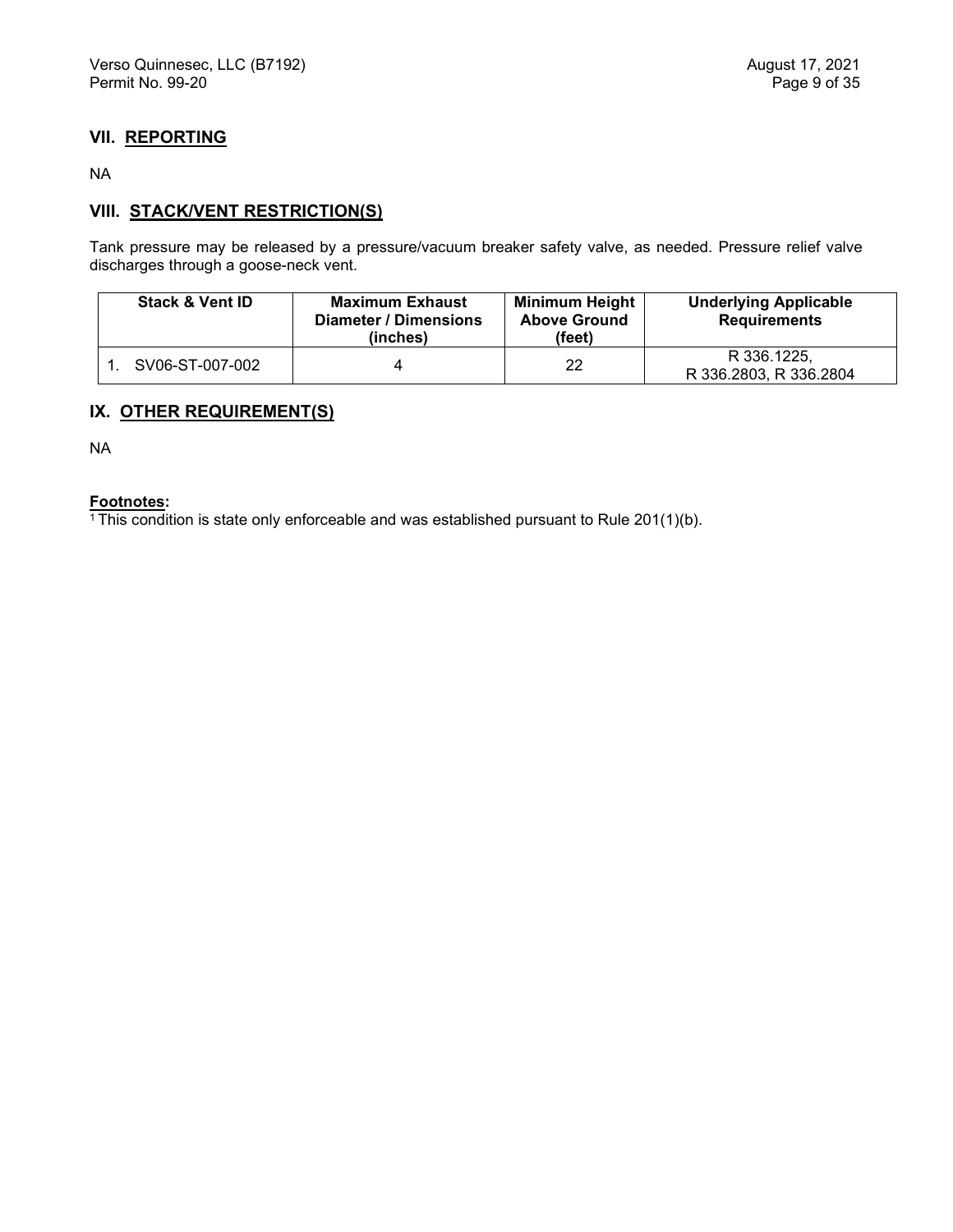## VII. REPORTING

NA

## VIII. STACK/VENT RESTRICTION(S)

Tank pressure may be released by a pressure/vacuum breaker safety valve, as needed. Pressure relief valve discharges through a goose-neck vent.

| Stack & Vent ID | Maximum Exhaust Diameter / Dimensions (inches) | Minimum Height Above Ground (feet) | Underlying Applicable Requirements |
|---|---|---|---|
| 1. SV06-ST-007-002 | 4 | 22 | R 336.1225, R 336.2803, R 336.2804 |

## IX. OTHER REQUIREMENT(S)

NA

**Footnotes:**

[1] This condition is state only enforceable and was established pursuant to Rule 201(1)(b).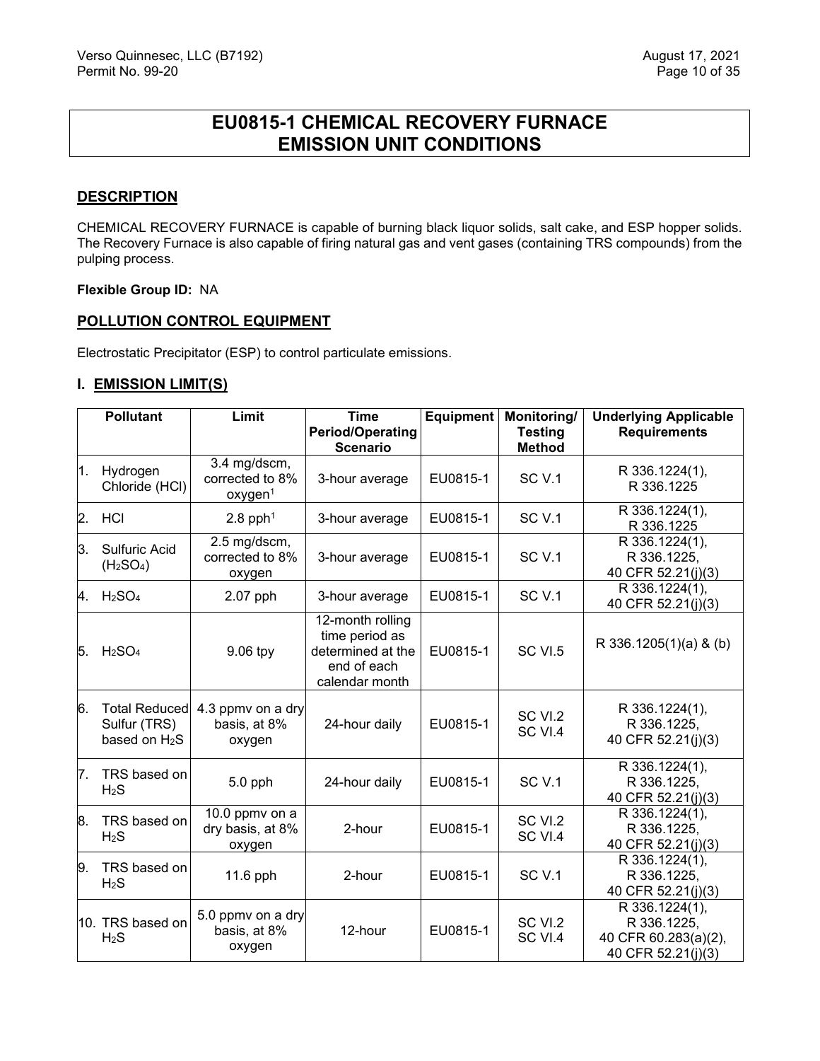# EU0815-1 CHEMICAL RECOVERY FURNACE EMISSION UNIT CONDITIONS

## DESCRIPTION

CHEMICAL RECOVERY FURNACE is capable of burning black liquor solids, salt cake, and ESP hopper solids. The Recovery Furnace is also capable of firing natural gas and vent gases (containing TRS compounds) from the pulping process.

**Flexible Group ID:** NA

## POLLUTION CONTROL EQUIPMENT

Electrostatic Precipitator (ESP) to control particulate emissions.

## I. EMISSION LIMIT(S)

| | Pollutant | Limit | Time Period/Operating Scenario | Equipment | Monitoring/ Testing Method | Underlying Applicable Requirements |
|---|---|---|---|---|---|---|
| 1. | Hydrogen Chloride (HCl) | 3.4 mg/dscm, corrected to 8% oxygen[1] | 3-hour average | EU0815-1 | SC V.1 | R 336.1224(1), R 336.1225 |
| 2. | HCl | 2.8 pph[1] | 3-hour average | EU0815-1 | SC V.1 | R 336.1224(1), R 336.1225 |
| 3. | Sulfuric Acid ($H_2SO_4$) | 2.5 mg/dscm, corrected to 8% oxygen | 3-hour average | EU0815-1 | SC V.1 | R 336.1224(1), R 336.1225, 40 CFR 52.21(j)(3) |
| 4. | $H_2SO_4$ | 2.07 pph | 3-hour average | EU0815-1 | SC V.1 | R 336.1224(1), 40 CFR 52.21(j)(3) |
| 5. | $H_2SO_4$ | 9.06 tpy | 12-month rolling time period as determined at the end of each calendar month | EU0815-1 | SC VI.5 | R 336.1205(1)(a) & (b) |
| 6. | Total Reduced Sulfur (TRS) based on $H_2S$ | 4.3 ppmv on a dry basis, at 8% oxygen | 24-hour daily | EU0815-1 | SC VI.2 SC VI.4 | R 336.1224(1), R 336.1225, 40 CFR 52.21(j)(3) |
| 7. | TRS based on $H_2S$ | 5.0 pph | 24-hour daily | EU0815-1 | SC V.1 | R 336.1224(1), R 336.1225, 40 CFR 52.21(j)(3) |
| 8. | TRS based on $H_2S$ | 10.0 ppmv on a dry basis, at 8% oxygen | 2-hour | EU0815-1 | SC VI.2 SC VI.4 | R 336.1224(1), R 336.1225, 40 CFR 52.21(j)(3) |
| 9. | TRS based on $H_2S$ | 11.6 pph | 2-hour | EU0815-1 | SC V.1 | R 336.1224(1), R 336.1225, 40 CFR 52.21(j)(3) |
| 10. | TRS based on $H_2S$ | 5.0 ppmv on a dry basis, at 8% oxygen | 12-hour | EU0815-1 | SC VI.2 SC VI.4 | R 336.1224(1), R 336.1225, 40 CFR 60.283(a)(2), 40 CFR 52.21(j)(3) |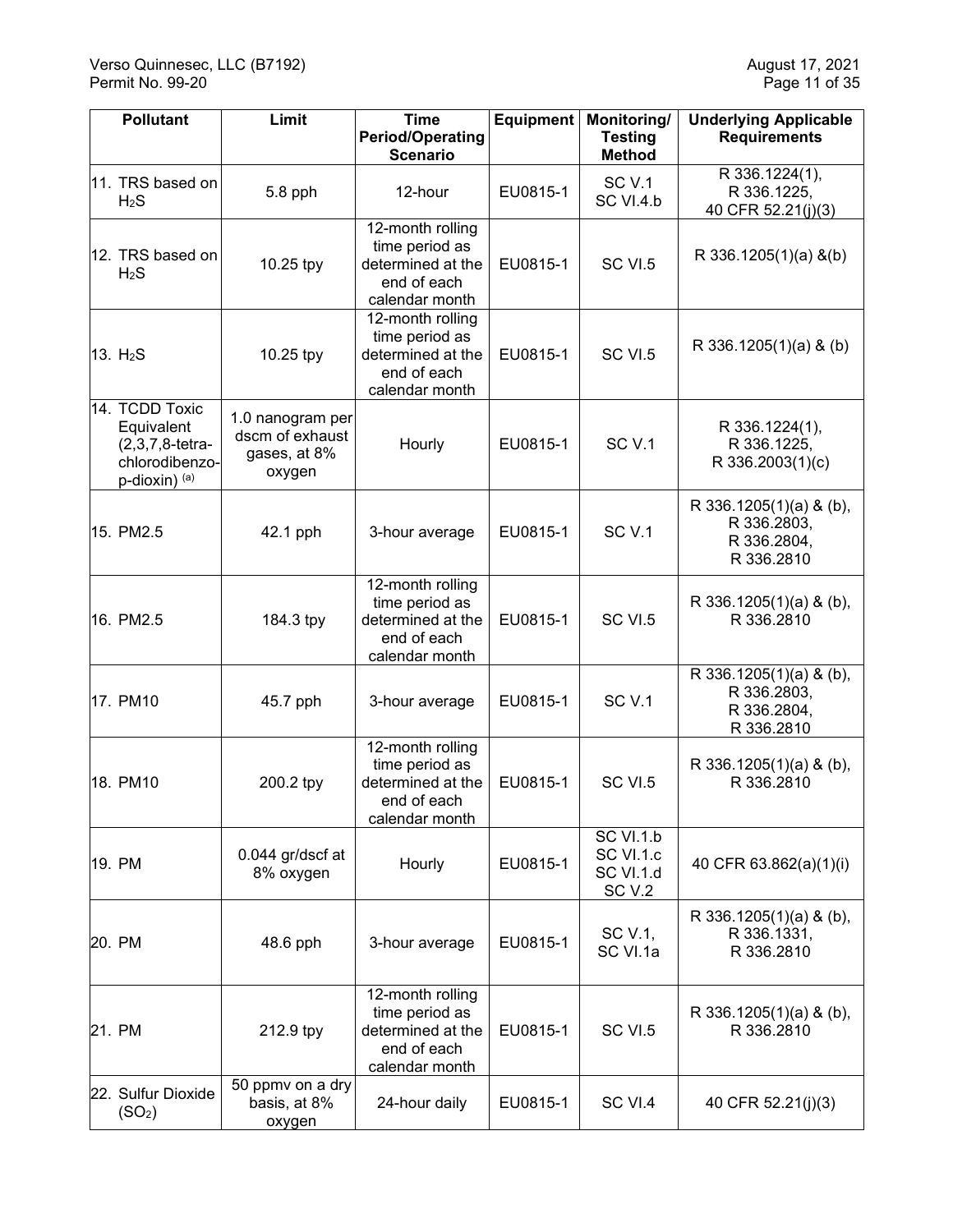| Pollutant | Limit | Time Period/Operating Scenario | Equipment | Monitoring/ Testing Method | Underlying Applicable Requirements |
|---|---|---|---|---|---|
| 11. TRS based on $H_2S$ | 5.8 pph | 12-hour | EU0815-1 | SC V.1 SC VI.4.b | R 336.1224(1), R 336.1225, 40 CFR 52.21(j)(3) |
| 12. TRS based on $H_2S$ | 10.25 tpy | 12-month rolling time period as determined at the end of each calendar month | EU0815-1 | SC VI.5 | R 336.1205(1)(a) &(b) |
| 13. $H_2S$ | 10.25 tpy | 12-month rolling time period as determined at the end of each calendar month | EU0815-1 | SC VI.5 | R 336.1205(1)(a) & (b) |
| 14. TCDD Toxic Equivalent (2,3,7,8-tetra-chlorodibenzo-p-dioxin) [(a)] | 1.0 nanogram per dscm of exhaust gases, at 8% oxygen | Hourly | EU0815-1 | SC V.1 | R 336.1224(1), R 336.1225, R 336.2003(1)(c) |
| 15. PM2.5 | 42.1 pph | 3-hour average | EU0815-1 | SC V.1 | R 336.1205(1)(a) & (b), R 336.2803, R 336.2804, R 336.2810 |
| 16. PM2.5 | 184.3 tpy | 12-month rolling time period as determined at the end of each calendar month | EU0815-1 | SC VI.5 | R 336.1205(1)(a) & (b), R 336.2810 |
| 17. PM10 | 45.7 pph | 3-hour average | EU0815-1 | SC V.1 | R 336.1205(1)(a) & (b), R 336.2803, R 336.2804, R 336.2810 |
| 18. PM10 | 200.2 tpy | 12-month rolling time period as determined at the end of each calendar month | EU0815-1 | SC VI.5 | R 336.1205(1)(a) & (b), R 336.2810 |
| 19. PM | 0.044 gr/dscf at 8% oxygen | Hourly | EU0815-1 | SC VI.1.b SC VI.1.c SC VI.1.d SC V.2 | 40 CFR 63.862(a)(1)(i) |
| 20. PM | 48.6 pph | 3-hour average | EU0815-1 | SC V.1, SC VI.1a | R 336.1205(1)(a) & (b), R 336.1331, R 336.2810 |
| 21. PM | 212.9 tpy | 12-month rolling time period as determined at the end of each calendar month | EU0815-1 | SC VI.5 | R 336.1205(1)(a) & (b), R 336.2810 |
| 22. Sulfur Dioxide ($SO_2$) | 50 ppmv on a dry basis, at 8% oxygen | 24-hour daily | EU0815-1 | SC VI.4 | 40 CFR 52.21(j)(3) |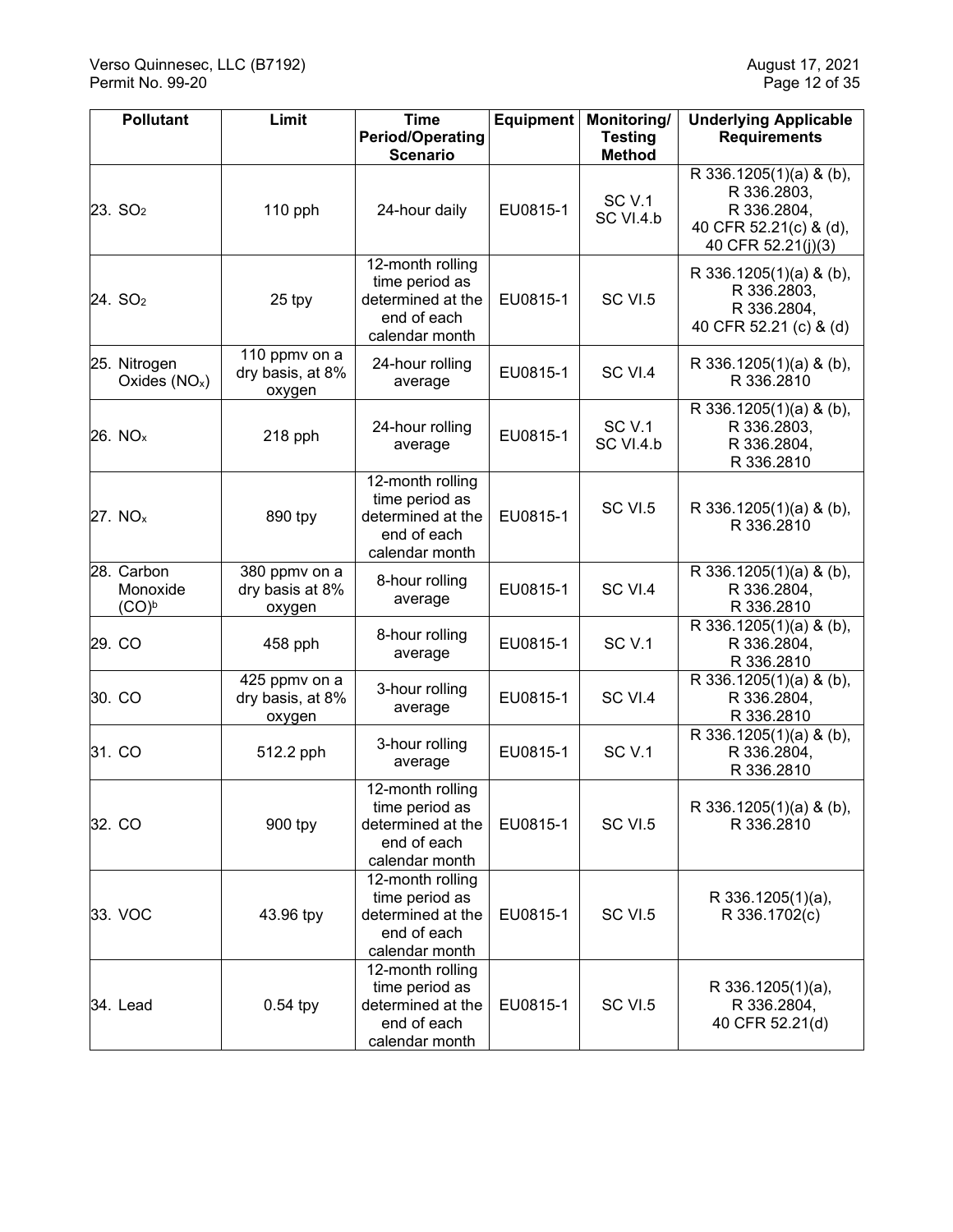| Pollutant | Limit | Time Period/Operating Scenario | Equipment | Monitoring/ Testing Method | Underlying Applicable Requirements |
|---|---|---|---|---|---|
| 23. $SO_2$ | 110 pph | 24-hour daily | EU0815-1 | SC V.1 SC VI.4.b | R 336.1205(1)(a) & (b), R 336.2803, R 336.2804, 40 CFR 52.21(c) & (d), 40 CFR 52.21(j)(3) |
| 24. $SO_2$ | 25 tpy | 12-month rolling time period as determined at the end of each calendar month | EU0815-1 | SC VI.5 | R 336.1205(1)(a) & (b), R 336.2803, R 336.2804, 40 CFR 52.21 (c) & (d) |
| 25. Nitrogen Oxides ($NO_x$) | 110 ppmv on a dry basis, at 8% oxygen | 24-hour rolling average | EU0815-1 | SC VI.4 | R 336.1205(1)(a) & (b), R 336.2810 |
| 26. $NO_x$ | 218 pph | 24-hour rolling average | EU0815-1 | SC V.1 SC VI.4.b | R 336.1205(1)(a) & (b), R 336.2803, R 336.2804, R 336.2810 |
| 27. $NO_x$ | 890 tpy | 12-month rolling time period as determined at the end of each calendar month | EU0815-1 | SC VI.5 | R 336.1205(1)(a) & (b), R 336.2810 |
| 28. Carbon Monoxide (CO)[b] | 380 ppmv on a dry basis at 8% oxygen | 8-hour rolling average | EU0815-1 | SC VI.4 | R 336.1205(1)(a) & (b), R 336.2804, R 336.2810 |
| 29. CO | 458 pph | 8-hour rolling average | EU0815-1 | SC V.1 | R 336.1205(1)(a) & (b), R 336.2804, R 336.2810 |
| 30. CO | 425 ppmv on a dry basis, at 8% oxygen | 3-hour rolling average | EU0815-1 | SC VI.4 | R 336.1205(1)(a) & (b), R 336.2804, R 336.2810 |
| 31. CO | 512.2 pph | 3-hour rolling average | EU0815-1 | SC V.1 | R 336.1205(1)(a) & (b), R 336.2804, R 336.2810 |
| 32. CO | 900 tpy | 12-month rolling time period as determined at the end of each calendar month | EU0815-1 | SC VI.5 | R 336.1205(1)(a) & (b), R 336.2810 |
| 33. VOC | 43.96 tpy | 12-month rolling time period as determined at the end of each calendar month | EU0815-1 | SC VI.5 | R 336.1205(1)(a), R 336.1702(c) |
| 34. Lead | 0.54 tpy | 12-month rolling time period as determined at the end of each calendar month | EU0815-1 | SC VI.5 | R 336.1205(1)(a), R 336.2804, 40 CFR 52.21(d) |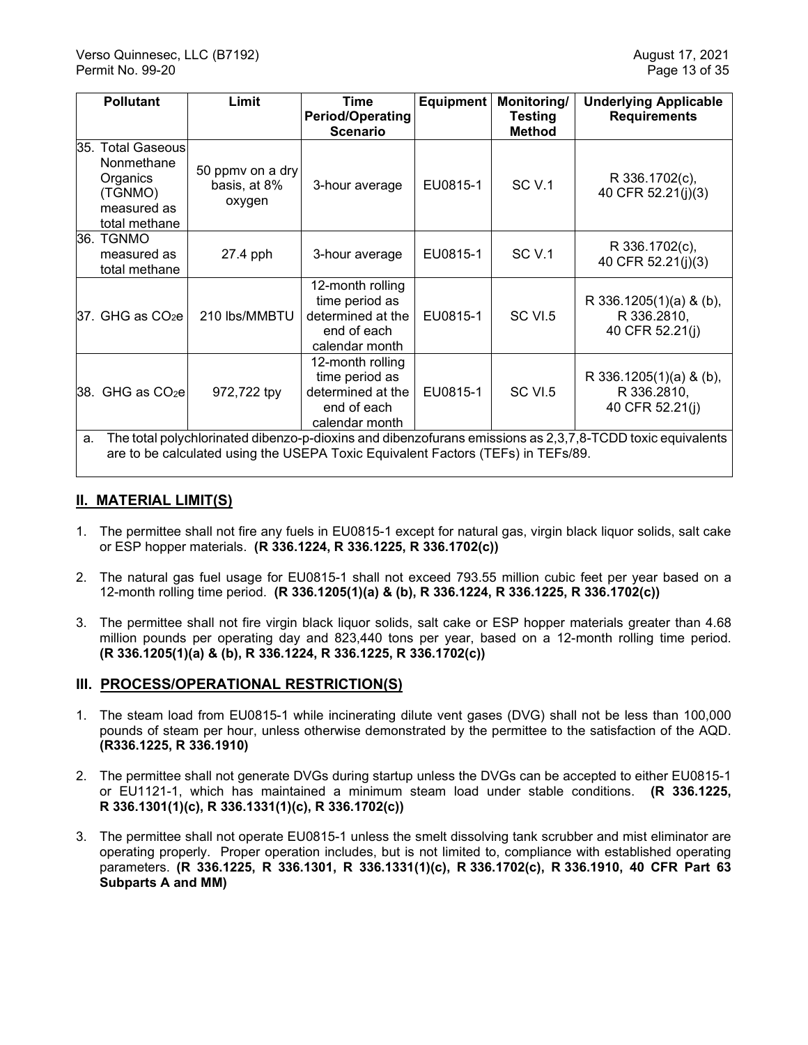| Pollutant | Limit | Time Period/Operating Scenario | Equipment | Monitoring/ Testing Method | Underlying Applicable Requirements |
|---|---|---|---|---|---|
| 35. Total Gaseous Nonmethane Organics (TGNMO) measured as total methane | 50 ppmv on a dry basis, at 8% oxygen | 3-hour average | EU0815-1 | SC V.1 | R 336.1702(c), 40 CFR 52.21(j)(3) |
| 36. TGNMO measured as total methane | 27.4 pph | 3-hour average | EU0815-1 | SC V.1 | R 336.1702(c), 40 CFR 52.21(j)(3) |
| 37. GHG as $CO_2e$ | 210 lbs/MMBTU | 12-month rolling time period as determined at the end of each calendar month | EU0815-1 | SC VI.5 | R 336.1205(1)(a) & (b), R 336.2810, 40 CFR 52.21(j) |
| 38. GHG as $CO_2e$ | 972,722 tpy | 12-month rolling time period as determined at the end of each calendar month | EU0815-1 | SC VI.5 | R 336.1205(1)(a) & (b), R 336.2810, 40 CFR 52.21(j) |

a. The total polychlorinated dibenzo-p-dioxins and dibenzofurans emissions as 2,3,7,8-TCDD toxic equivalents are to be calculated using the USEPA Toxic Equivalent Factors (TEFs) in TEFs/89.

## II. MATERIAL LIMIT(S)

1. The permittee shall not fire any fuels in EU0815-1 except for natural gas, virgin black liquor solids, salt cake or ESP hopper materials. **(R 336.1224, R 336.1225, R 336.1702(c))**

2. The natural gas fuel usage for EU0815-1 shall not exceed 793.55 million cubic feet per year based on a 12-month rolling time period. **(R 336.1205(1)(a) & (b), R 336.1224, R 336.1225, R 336.1702(c))**

3. The permittee shall not fire virgin black liquor solids, salt cake or ESP hopper materials greater than 4.68 million pounds per operating day and 823,440 tons per year, based on a 12-month rolling time period. **(R 336.1205(1)(a) & (b), R 336.1224, R 336.1225, R 336.1702(c))**

## III. PROCESS/OPERATIONAL RESTRICTION(S)

1. The steam load from EU0815-1 while incinerating dilute vent gases (DVG) shall not be less than 100,000 pounds of steam per hour, unless otherwise demonstrated by the permittee to the satisfaction of the AQD. **(R336.1225, R 336.1910)**

2. The permittee shall not generate DVGs during startup unless the DVGs can be accepted to either EU0815-1 or EU1121-1, which has maintained a minimum steam load under stable conditions. **(R 336.1225, R 336.1301(1)(c), R 336.1331(1)(c), R 336.1702(c))**

3. The permittee shall not operate EU0815-1 unless the smelt dissolving tank scrubber and mist eliminator are operating properly. Proper operation includes, but is not limited to, compliance with established operating parameters. **(R 336.1225, R 336.1301, R 336.1331(1)(c), R 336.1702(c), R 336.1910, 40 CFR Part 63 Subparts A and MM)**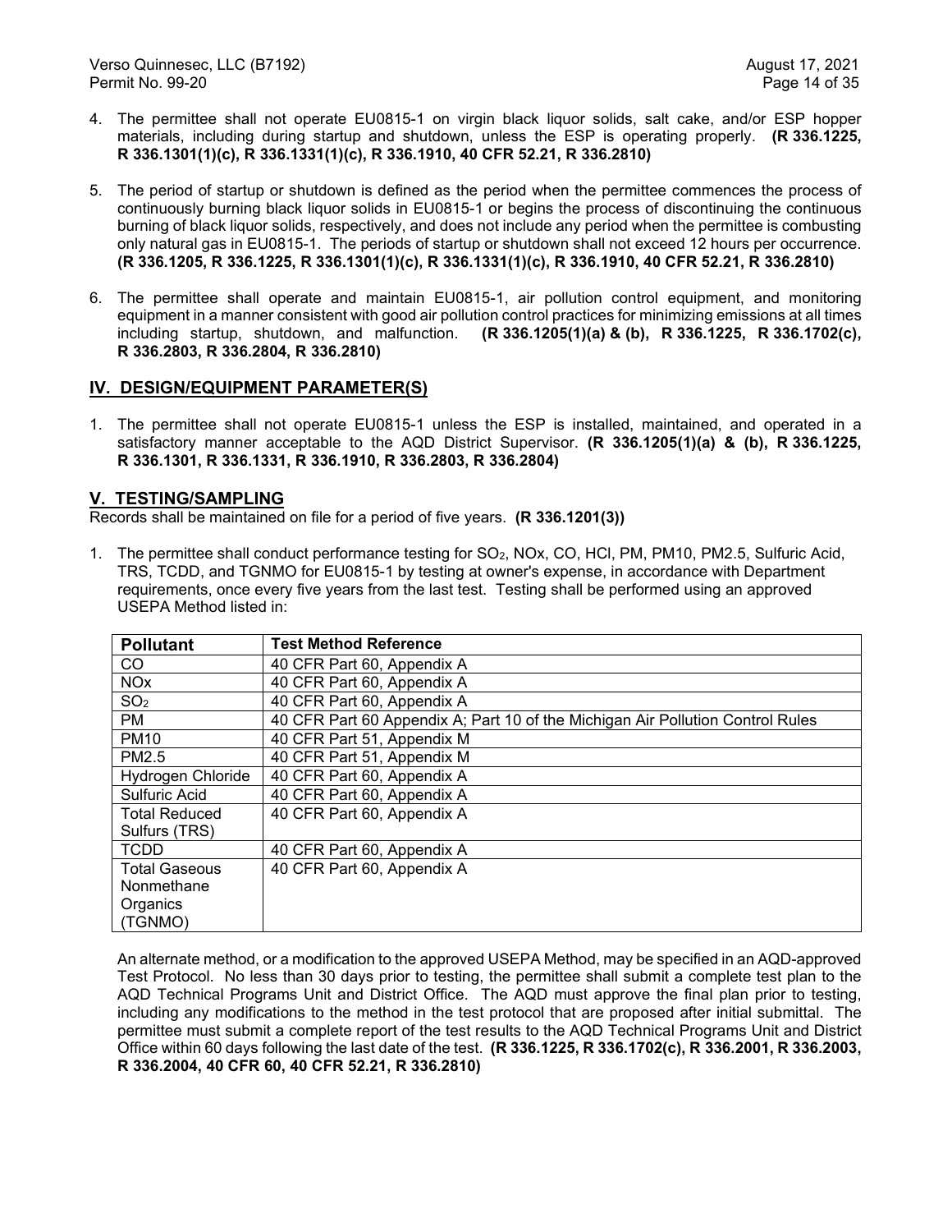4. The permittee shall not operate EU0815-1 on virgin black liquor solids, salt cake, and/or ESP hopper materials, including during startup and shutdown, unless the ESP is operating properly. **(R 336.1225, R 336.1301(1)(c), R 336.1331(1)(c), R 336.1910, 40 CFR 52.21, R 336.2810)**

5. The period of startup or shutdown is defined as the period when the permittee commences the process of continuously burning black liquor solids in EU0815-1 or begins the process of discontinuing the continuous burning of black liquor solids, respectively, and does not include any period when the permittee is combusting only natural gas in EU0815-1. The periods of startup or shutdown shall not exceed 12 hours per occurrence. **(R 336.1205, R 336.1225, R 336.1301(1)(c), R 336.1331(1)(c), R 336.1910, 40 CFR 52.21, R 336.2810)**

6. The permittee shall operate and maintain EU0815-1, air pollution control equipment, and monitoring equipment in a manner consistent with good air pollution control practices for minimizing emissions at all times including startup, shutdown, and malfunction. **(R 336.1205(1)(a) & (b), R 336.1225, R 336.1702(c), R 336.2803, R 336.2804, R 336.2810)**

## IV. DESIGN/EQUIPMENT PARAMETER(S)

1. The permittee shall not operate EU0815-1 unless the ESP is installed, maintained, and operated in a satisfactory manner acceptable to the AQD District Supervisor. **(R 336.1205(1)(a) & (b), R 336.1225, R 336.1301, R 336.1331, R 336.1910, R 336.2803, R 336.2804)**

## V. TESTING/SAMPLING

Records shall be maintained on file for a period of five years. **(R 336.1201(3))**

1. The permittee shall conduct performance testing for $SO_2$, NOx, CO, HCl, PM, PM10, PM2.5, Sulfuric Acid, TRS, TCDD, and TGNMO for EU0815-1 by testing at owner's expense, in accordance with Department requirements, once every five years from the last test. Testing shall be performed using an approved USEPA Method listed in:

| Pollutant | Test Method Reference |
|---|---|
| CO | 40 CFR Part 60, Appendix A |
| NOx | 40 CFR Part 60, Appendix A |
| $SO_2$ | 40 CFR Part 60, Appendix A |
| PM | 40 CFR Part 60 Appendix A; Part 10 of the Michigan Air Pollution Control Rules |
| PM10 | 40 CFR Part 51, Appendix M |
| PM2.5 | 40 CFR Part 51, Appendix M |
| Hydrogen Chloride | 40 CFR Part 60, Appendix A |
| Sulfuric Acid | 40 CFR Part 60, Appendix A |
| Total Reduced Sulfurs (TRS) | 40 CFR Part 60, Appendix A |
| TCDD | 40 CFR Part 60, Appendix A |
| Total Gaseous Nonmethane Organics (TGNMO) | 40 CFR Part 60, Appendix A |

An alternate method, or a modification to the approved USEPA Method, may be specified in an AQD-approved Test Protocol. No less than 30 days prior to testing, the permittee shall submit a complete test plan to the AQD Technical Programs Unit and District Office. The AQD must approve the final plan prior to testing, including any modifications to the method in the test protocol that are proposed after initial submittal. The permittee must submit a complete report of the test results to the AQD Technical Programs Unit and District Office within 60 days following the last date of the test. **(R 336.1225, R 336.1702(c), R 336.2001, R 336.2003, R 336.2004, 40 CFR 60, 40 CFR 52.21, R 336.2810)**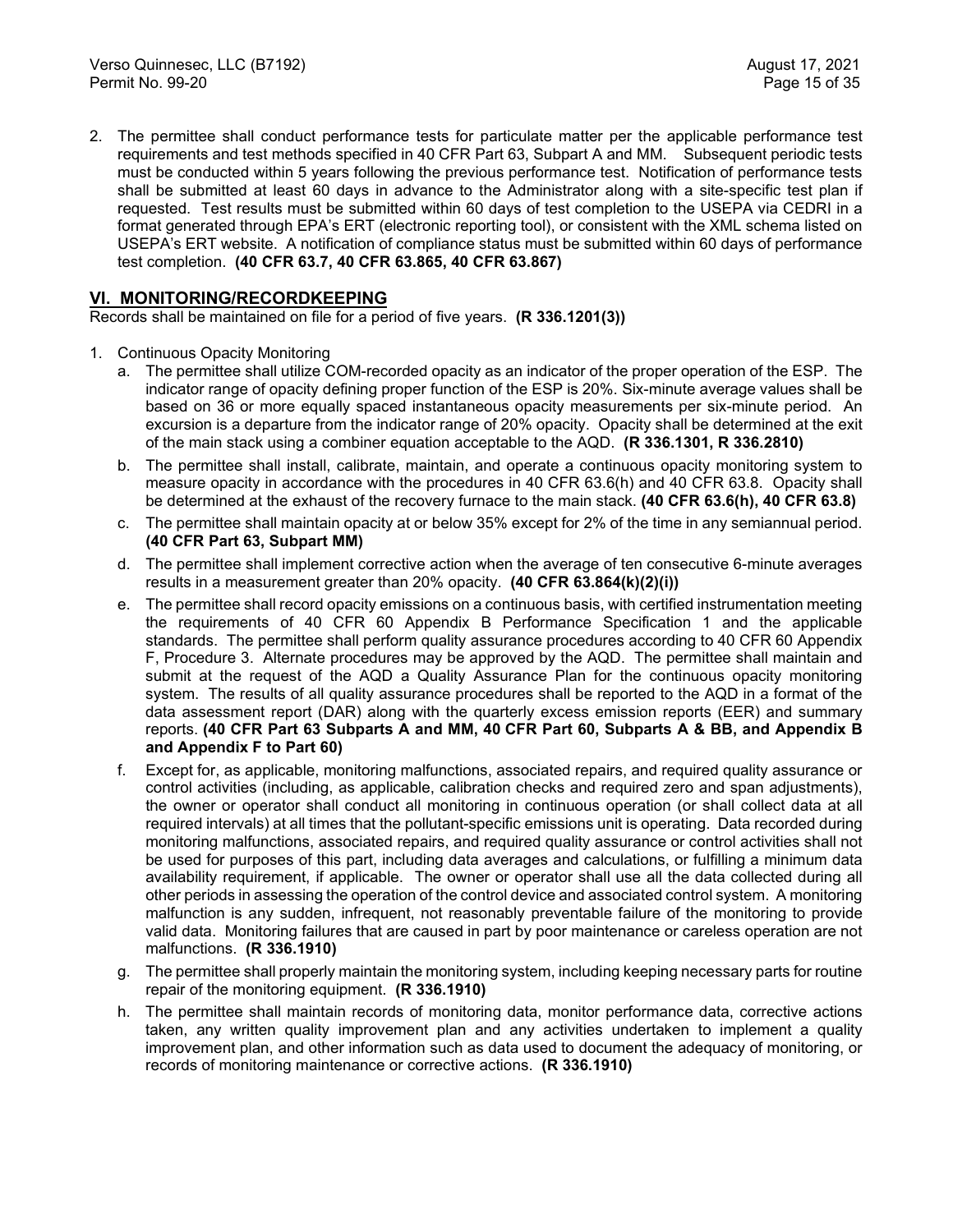2. The permittee shall conduct performance tests for particulate matter per the applicable performance test requirements and test methods specified in 40 CFR Part 63, Subpart A and MM. Subsequent periodic tests must be conducted within 5 years following the previous performance test. Notification of performance tests shall be submitted at least 60 days in advance to the Administrator along with a site-specific test plan if requested. Test results must be submitted within 60 days of test completion to the USEPA via CEDRI in a format generated through EPA's ERT (electronic reporting tool), or consistent with the XML schema listed on USEPA's ERT website. A notification of compliance status must be submitted within 60 days of performance test completion. **(40 CFR 63.7, 40 CFR 63.865, 40 CFR 63.867)**

## VI. MONITORING/RECORDKEEPING

Records shall be maintained on file for a period of five years. **(R 336.1201(3))**

1. Continuous Opacity Monitoring
   a. The permittee shall utilize COM-recorded opacity as an indicator of the proper operation of the ESP. The indicator range of opacity defining proper function of the ESP is 20%. Six-minute average values shall be based on 36 or more equally spaced instantaneous opacity measurements per six-minute period. An excursion is a departure from the indicator range of 20% opacity. Opacity shall be determined at the exit of the main stack using a combiner equation acceptable to the AQD. **(R 336.1301, R 336.2810)**
   b. The permittee shall install, calibrate, maintain, and operate a continuous opacity monitoring system to measure opacity in accordance with the procedures in 40 CFR 63.6(h) and 40 CFR 63.8. Opacity shall be determined at the exhaust of the recovery furnace to the main stack. **(40 CFR 63.6(h), 40 CFR 63.8)**
   c. The permittee shall maintain opacity at or below 35% except for 2% of the time in any semiannual period. **(40 CFR Part 63, Subpart MM)**
   d. The permittee shall implement corrective action when the average of ten consecutive 6-minute averages results in a measurement greater than 20% opacity. **(40 CFR 63.864(k)(2)(i))**
   e. The permittee shall record opacity emissions on a continuous basis, with certified instrumentation meeting the requirements of 40 CFR 60 Appendix B Performance Specification 1 and the applicable standards. The permittee shall perform quality assurance procedures according to 40 CFR 60 Appendix F, Procedure 3. Alternate procedures may be approved by the AQD. The permittee shall maintain and submit at the request of the AQD a Quality Assurance Plan for the continuous opacity monitoring system. The results of all quality assurance procedures shall be reported to the AQD in a format of the data assessment report (DAR) along with the quarterly excess emission reports (EER) and summary reports. **(40 CFR Part 63 Subparts A and MM, 40 CFR Part 60, Subparts A & BB, and Appendix B and Appendix F to Part 60)**
   f. Except for, as applicable, monitoring malfunctions, associated repairs, and required quality assurance or control activities (including, as applicable, calibration checks and required zero and span adjustments), the owner or operator shall conduct all monitoring in continuous operation (or shall collect data at all required intervals) at all times that the pollutant-specific emissions unit is operating. Data recorded during monitoring malfunctions, associated repairs, and required quality assurance or control activities shall not be used for purposes of this part, including data averages and calculations, or fulfilling a minimum data availability requirement, if applicable. The owner or operator shall use all the data collected during all other periods in assessing the operation of the control device and associated control system. A monitoring malfunction is any sudden, infrequent, not reasonably preventable failure of the monitoring to provide valid data. Monitoring failures that are caused in part by poor maintenance or careless operation are not malfunctions. **(R 336.1910)**
   g. The permittee shall properly maintain the monitoring system, including keeping necessary parts for routine repair of the monitoring equipment. **(R 336.1910)**
   h. The permittee shall maintain records of monitoring data, monitor performance data, corrective actions taken, any written quality improvement plan and any activities undertaken to implement a quality improvement plan, and other information such as data used to document the adequacy of monitoring, or records of monitoring maintenance or corrective actions. **(R 336.1910)**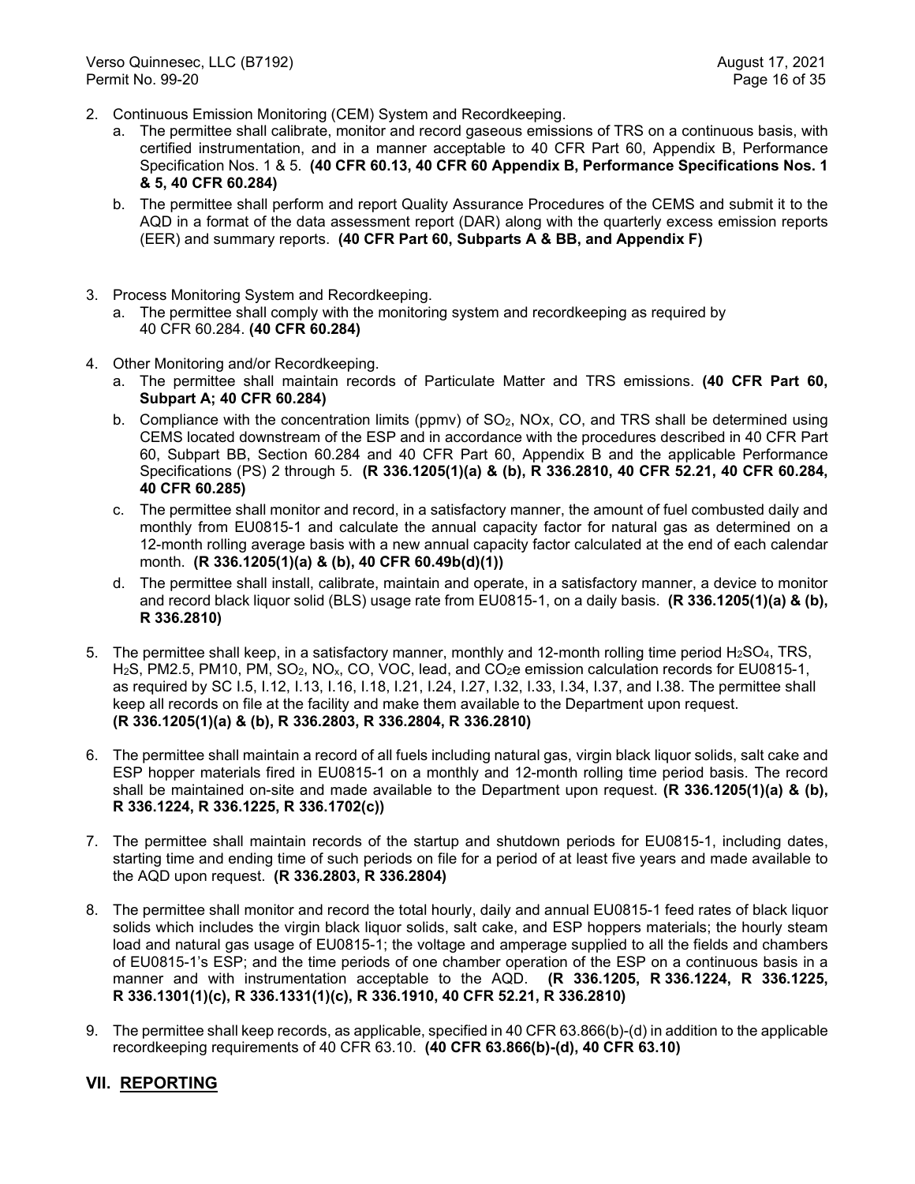2. Continuous Emission Monitoring (CEM) System and Recordkeeping.
   a. The permittee shall calibrate, monitor and record gaseous emissions of TRS on a continuous basis, with certified instrumentation, and in a manner acceptable to 40 CFR Part 60, Appendix B, Performance Specification Nos. 1 & 5. **(40 CFR 60.13, 40 CFR 60 Appendix B, Performance Specifications Nos. 1 & 5, 40 CFR 60.284)**
   b. The permittee shall perform and report Quality Assurance Procedures of the CEMS and submit it to the AQD in a format of the data assessment report (DAR) along with the quarterly excess emission reports (EER) and summary reports. **(40 CFR Part 60, Subparts A & BB, and Appendix F)**

3. Process Monitoring System and Recordkeeping.
   a. The permittee shall comply with the monitoring system and recordkeeping as required by 40 CFR 60.284. **(40 CFR 60.284)**

4. Other Monitoring and/or Recordkeeping.
   a. The permittee shall maintain records of Particulate Matter and TRS emissions. **(40 CFR Part 60, Subpart A; 40 CFR 60.284)**
   b. Compliance with the concentration limits (ppmv) of $SO_2$, NOx, CO, and TRS shall be determined using CEMS located downstream of the ESP and in accordance with the procedures described in 40 CFR Part 60, Subpart BB, Section 60.284 and 40 CFR Part 60, Appendix B and the applicable Performance Specifications (PS) 2 through 5. **(R 336.1205(1)(a) & (b), R 336.2810, 40 CFR 52.21, 40 CFR 60.284, 40 CFR 60.285)**
   c. The permittee shall monitor and record, in a satisfactory manner, the amount of fuel combusted daily and monthly from EU0815-1 and calculate the annual capacity factor for natural gas as determined on a 12-month rolling average basis with a new annual capacity factor calculated at the end of each calendar month. **(R 336.1205(1)(a) & (b), 40 CFR 60.49b(d)(1))**
   d. The permittee shall install, calibrate, maintain and operate, in a satisfactory manner, a device to monitor and record black liquor solid (BLS) usage rate from EU0815-1, on a daily basis. **(R 336.1205(1)(a) & (b), R 336.2810)**

5. The permittee shall keep, in a satisfactory manner, monthly and 12-month rolling time period $H_2SO_4$, TRS, $H_2S$, PM2.5, PM10, PM, $SO_2$, $NO_x$, CO, VOC, lead, and $CO_2e$ emission calculation records for EU0815-1, as required by SC I.5, I.12, I.13, I.16, I.18, I.21, I.24, I.27, I.32, I.33, I.34, I.37, and I.38. The permittee shall keep all records on file at the facility and make them available to the Department upon request. **(R 336.1205(1)(a) & (b), R 336.2803, R 336.2804, R 336.2810)**

6. The permittee shall maintain a record of all fuels including natural gas, virgin black liquor solids, salt cake and ESP hopper materials fired in EU0815-1 on a monthly and 12-month rolling time period basis. The record shall be maintained on-site and made available to the Department upon request. **(R 336.1205(1)(a) & (b), R 336.1224, R 336.1225, R 336.1702(c))**

7. The permittee shall maintain records of the startup and shutdown periods for EU0815-1, including dates, starting time and ending time of such periods on file for a period of at least five years and made available to the AQD upon request. **(R 336.2803, R 336.2804)**

8. The permittee shall monitor and record the total hourly, daily and annual EU0815-1 feed rates of black liquor solids which includes the virgin black liquor solids, salt cake, and ESP hoppers materials; the hourly steam load and natural gas usage of EU0815-1; the voltage and amperage supplied to all the fields and chambers of EU0815-1's ESP; and the time periods of one chamber operation of the ESP on a continuous basis in a manner and with instrumentation acceptable to the AQD. **(R 336.1205, R 336.1224, R 336.1225, R 336.1301(1)(c), R 336.1331(1)(c), R 336.1910, 40 CFR 52.21, R 336.2810)**

9. The permittee shall keep records, as applicable, specified in 40 CFR 63.866(b)-(d) in addition to the applicable recordkeeping requirements of 40 CFR 63.10. **(40 CFR 63.866(b)-(d), 40 CFR 63.10)**

## VII. REPORTING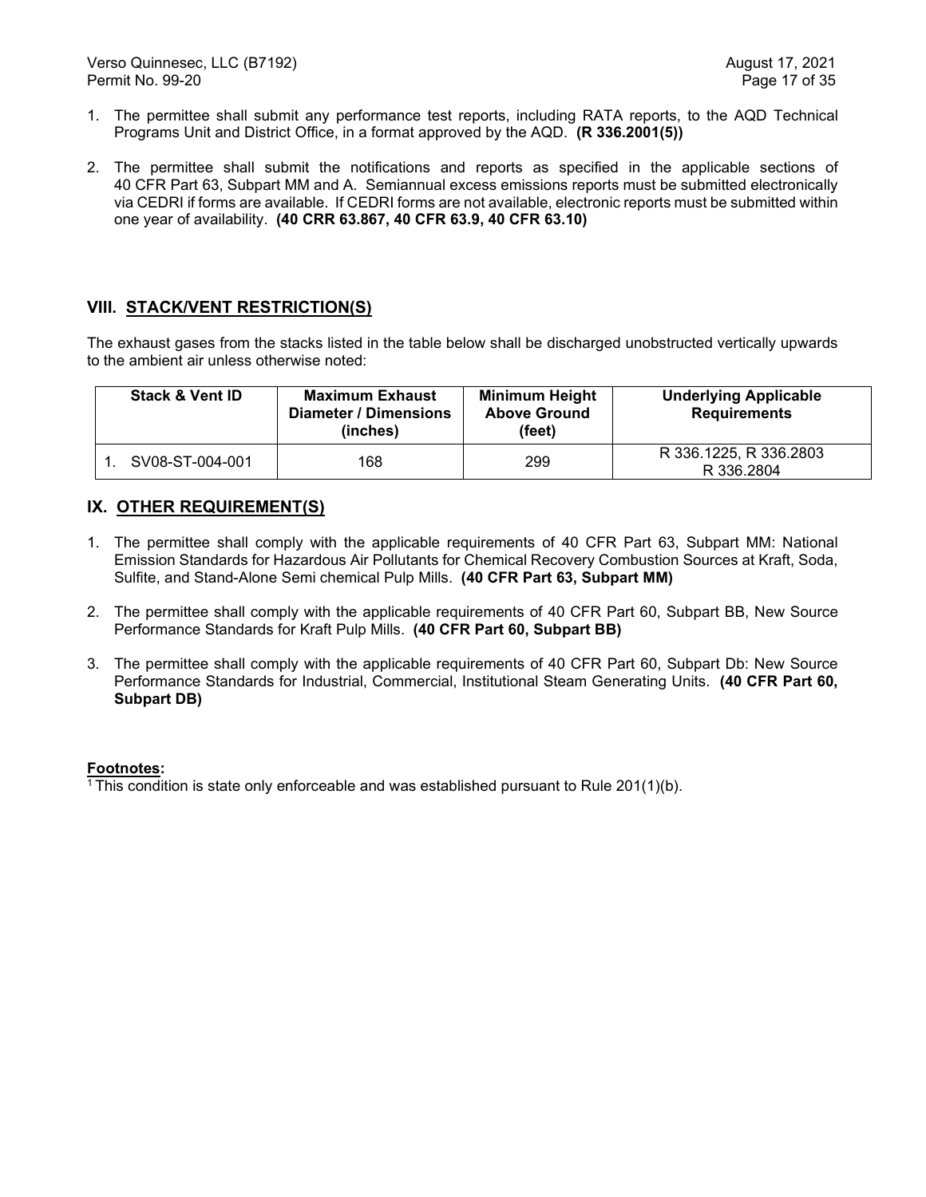1. The permittee shall submit any performance test reports, including RATA reports, to the AQD Technical Programs Unit and District Office, in a format approved by the AQD. **(R 336.2001(5))**

2. The permittee shall submit the notifications and reports as specified in the applicable sections of 40 CFR Part 63, Subpart MM and A. Semiannual excess emissions reports must be submitted electronically via CEDRI if forms are available. If CEDRI forms are not available, electronic reports must be submitted within one year of availability. **(40 CRR 63.867, 40 CFR 63.9, 40 CFR 63.10)**

## VIII. STACK/VENT RESTRICTION(S)

The exhaust gases from the stacks listed in the table below shall be discharged unobstructed vertically upwards to the ambient air unless otherwise noted:

| Stack & Vent ID | Maximum Exhaust Diameter / Dimensions (inches) | Minimum Height Above Ground (feet) | Underlying Applicable Requirements |
|---|---|---|---|
| 1. SV08-ST-004-001 | 168 | 299 | R 336.1225, R 336.2803 R 336.2804 |

## IX. OTHER REQUIREMENT(S)

1. The permittee shall comply with the applicable requirements of 40 CFR Part 63, Subpart MM: National Emission Standards for Hazardous Air Pollutants for Chemical Recovery Combustion Sources at Kraft, Soda, Sulfite, and Stand-Alone Semi chemical Pulp Mills. **(40 CFR Part 63, Subpart MM)**

2. The permittee shall comply with the applicable requirements of 40 CFR Part 60, Subpart BB, New Source Performance Standards for Kraft Pulp Mills. **(40 CFR Part 60, Subpart BB)**

3. The permittee shall comply with the applicable requirements of 40 CFR Part 60, Subpart Db: New Source Performance Standards for Industrial, Commercial, Institutional Steam Generating Units. **(40 CFR Part 60, Subpart DB)**

**Footnotes:**

[1] This condition is state only enforceable and was established pursuant to Rule 201(1)(b).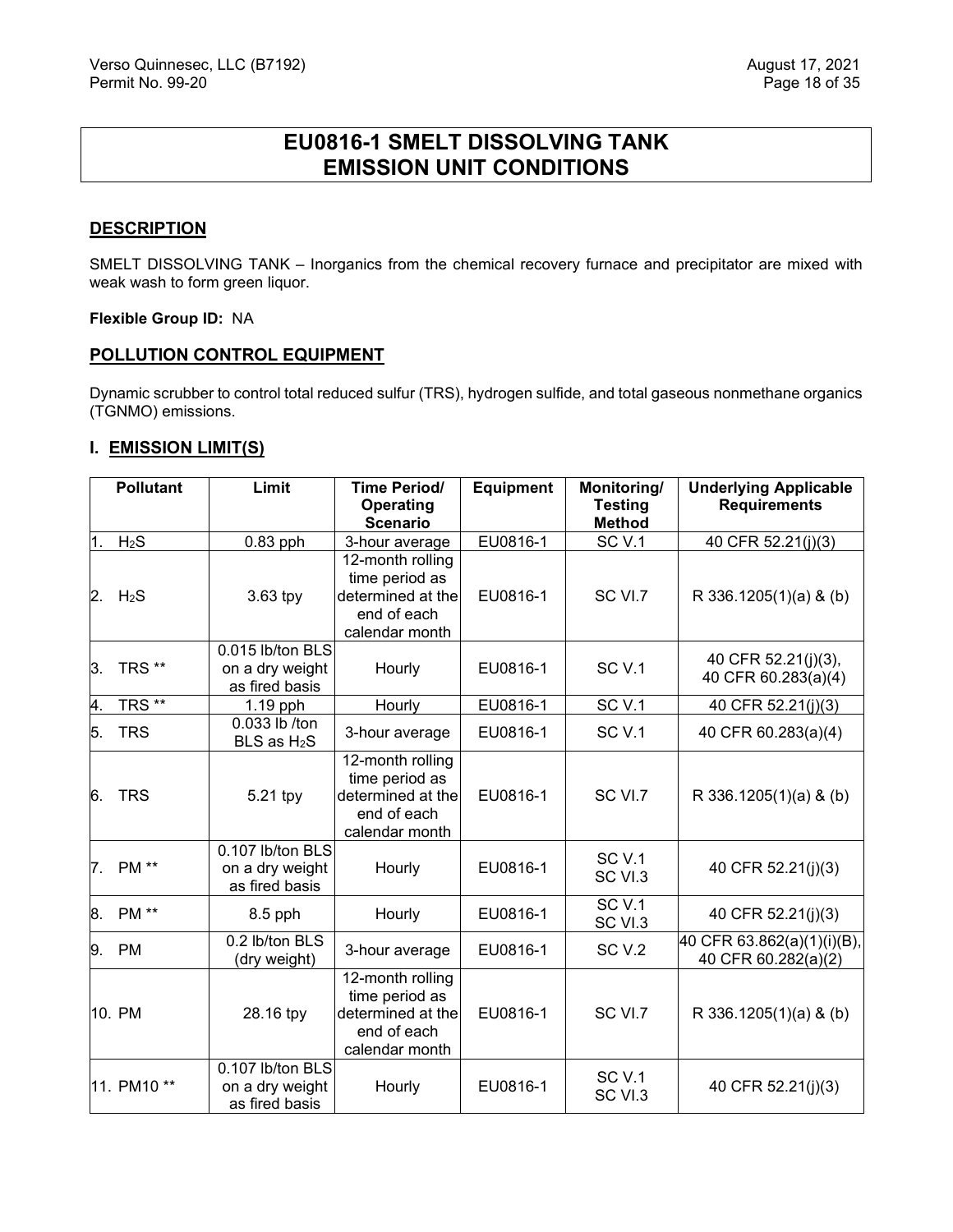# EU0816-1 SMELT DISSOLVING TANK EMISSION UNIT CONDITIONS

## DESCRIPTION

SMELT DISSOLVING TANK – Inorganics from the chemical recovery furnace and precipitator are mixed with weak wash to form green liquor.

**Flexible Group ID:** NA

## POLLUTION CONTROL EQUIPMENT

Dynamic scrubber to control total reduced sulfur (TRS), hydrogen sulfide, and total gaseous nonmethane organics (TGNMO) emissions.

## I. EMISSION LIMIT(S)

| Pollutant | Limit | Time Period/ Operating Scenario | Equipment | Monitoring/ Testing Method | Underlying Applicable Requirements |
|---|---|---|---|---|---|
| 1. $H_2S$ | 0.83 pph | 3-hour average | EU0816-1 | SC V.1 | 40 CFR 52.21(j)(3) |
| 2. $H_2S$ | 3.63 tpy | 12-month rolling time period as determined at the end of each calendar month | EU0816-1 | SC VI.7 | R 336.1205(1)(a) & (b) |
| 3. TRS ** | 0.015 lb/ton BLS on a dry weight as fired basis | Hourly | EU0816-1 | SC V.1 | 40 CFR 52.21(j)(3), 40 CFR 60.283(a)(4) |
| 4. TRS ** | 1.19 pph | Hourly | EU0816-1 | SC V.1 | 40 CFR 52.21(j)(3) |
| 5. TRS | 0.033 lb /ton BLS as $H_2S$ | 3-hour average | EU0816-1 | SC V.1 | 40 CFR 60.283(a)(4) |
| 6. TRS | 5.21 tpy | 12-month rolling time period as determined at the end of each calendar month | EU0816-1 | SC VI.7 | R 336.1205(1)(a) & (b) |
| 7. PM ** | 0.107 lb/ton BLS on a dry weight as fired basis | Hourly | EU0816-1 | SC V.1 SC VI.3 | 40 CFR 52.21(j)(3) |
| 8. PM ** | 8.5 pph | Hourly | EU0816-1 | SC V.1 SC VI.3 | 40 CFR 52.21(j)(3) |
| 9. PM | 0.2 lb/ton BLS (dry weight) | 3-hour average | EU0816-1 | SC V.2 | 40 CFR 63.862(a)(1)(i)(B), 40 CFR 60.282(a)(2) |
| 10. PM | 28.16 tpy | 12-month rolling time period as determined at the end of each calendar month | EU0816-1 | SC VI.7 | R 336.1205(1)(a) & (b) |
| 11. PM10 ** | 0.107 lb/ton BLS on a dry weight as fired basis | Hourly | EU0816-1 | SC V.1 SC VI.3 | 40 CFR 52.21(j)(3) |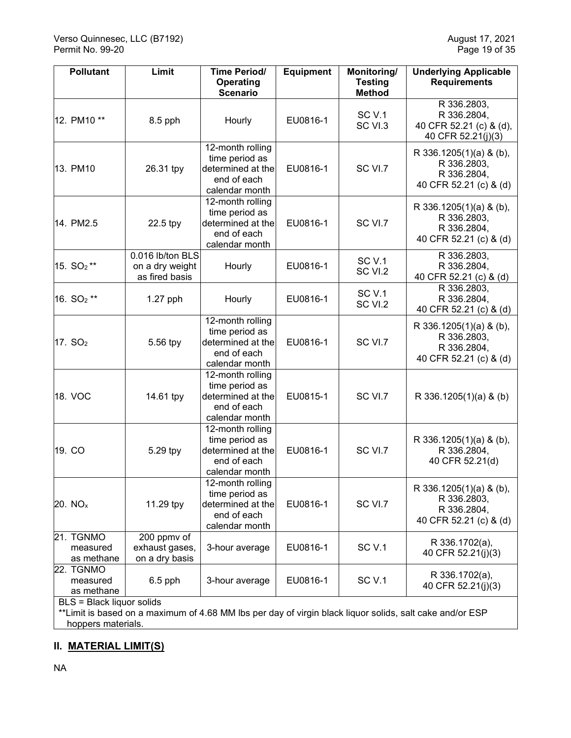| Pollutant | Limit | Time Period/ Operating Scenario | Equipment | Monitoring/ Testing Method | Underlying Applicable Requirements |
|---|---|---|---|---|---|
| 12. PM10 ** | 8.5 pph | Hourly | EU0816-1 | SC V.1 SC VI.3 | R 336.2803, R 336.2804, 40 CFR 52.21 (c) & (d), 40 CFR 52.21(j)(3) |
| 13. PM10 | 26.31 tpy | 12-month rolling time period as determined at the end of each calendar month | EU0816-1 | SC VI.7 | R 336.1205(1)(a) & (b), R 336.2803, R 336.2804, 40 CFR 52.21 (c) & (d) |
| 14. PM2.5 | 22.5 tpy | 12-month rolling time period as determined at the end of each calendar month | EU0816-1 | SC VI.7 | R 336.1205(1)(a) & (b), R 336.2803, R 336.2804, 40 CFR 52.21 (c) & (d) |
| 15. $SO_2$ ** | 0.016 lb/ton BLS on a dry weight as fired basis | Hourly | EU0816-1 | SC V.1 SC VI.2 | R 336.2803, R 336.2804, 40 CFR 52.21 (c) & (d) |
| 16. $SO_2$ ** | 1.27 pph | Hourly | EU0816-1 | SC V.1 SC VI.2 | R 336.2803, R 336.2804, 40 CFR 52.21 (c) & (d) |
| 17. $SO_2$ | 5.56 tpy | 12-month rolling time period as determined at the end of each calendar month | EU0816-1 | SC VI.7 | R 336.1205(1)(a) & (b), R 336.2803, R 336.2804, 40 CFR 52.21 (c) & (d) |
| 18. VOC | 14.61 tpy | 12-month rolling time period as determined at the end of each calendar month | EU0815-1 | SC VI.7 | R 336.1205(1)(a) & (b) |
| 19. CO | 5.29 tpy | 12-month rolling time period as determined at the end of each calendar month | EU0816-1 | SC VI.7 | R 336.1205(1)(a) & (b), R 336.2804, 40 CFR 52.21(d) |
| 20. $NO_x$ | 11.29 tpy | 12-month rolling time period as determined at the end of each calendar month | EU0816-1 | SC VI.7 | R 336.1205(1)(a) & (b), R 336.2803, R 336.2804, 40 CFR 52.21 (c) & (d) |
| 21. TGNMO measured as methane | 200 ppmv of exhaust gases, on a dry basis | 3-hour average | EU0816-1 | SC V.1 | R 336.1702(a), 40 CFR 52.21(j)(3) |
| 22. TGNMO measured as methane | 6.5 pph | 3-hour average | EU0816-1 | SC V.1 | R 336.1702(a), 40 CFR 52.21(j)(3) |

BLS = Black liquor solids

**Limit is based on a maximum of 4.68 MM lbs per day of virgin black liquor solids, salt cake and/or ESP hoppers materials.

## II. MATERIAL LIMIT(S)

NA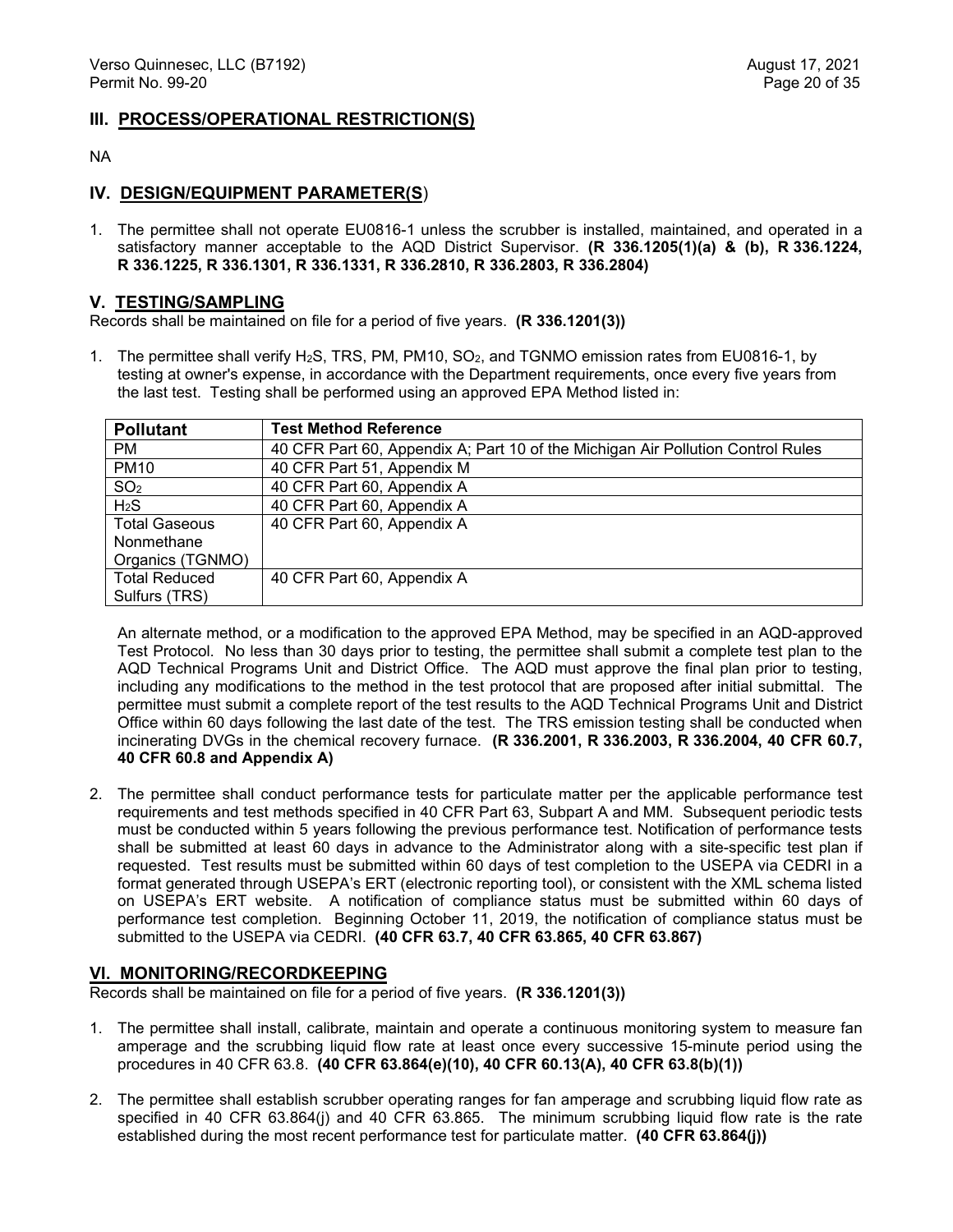## III. PROCESS/OPERATIONAL RESTRICTION(S)

NA

## IV. DESIGN/EQUIPMENT PARAMETER(S)

1. The permittee shall not operate EU0816-1 unless the scrubber is installed, maintained, and operated in a satisfactory manner acceptable to the AQD District Supervisor. **(R 336.1205(1)(a) & (b), R 336.1224, R 336.1225, R 336.1301, R 336.1331, R 336.2810, R 336.2803, R 336.2804)**

## V. TESTING/SAMPLING

Records shall be maintained on file for a period of five years. **(R 336.1201(3))**

1. The permittee shall verify $H_2S$, TRS, PM, PM10, $SO_2$, and TGNMO emission rates from EU0816-1, by testing at owner's expense, in accordance with the Department requirements, once every five years from the last test. Testing shall be performed using an approved EPA Method listed in:

| Pollutant | Test Method Reference |
|---|---|
| PM | 40 CFR Part 60, Appendix A; Part 10 of the Michigan Air Pollution Control Rules |
| PM10 | 40 CFR Part 51, Appendix M |
| $SO_2$ | 40 CFR Part 60, Appendix A |
| $H_2S$ | 40 CFR Part 60, Appendix A |
| Total Gaseous Nonmethane Organics (TGNMO) | 40 CFR Part 60, Appendix A |
| Total Reduced Sulfurs (TRS) | 40 CFR Part 60, Appendix A |

An alternate method, or a modification to the approved EPA Method, may be specified in an AQD-approved Test Protocol. No less than 30 days prior to testing, the permittee shall submit a complete test plan to the AQD Technical Programs Unit and District Office. The AQD must approve the final plan prior to testing, including any modifications to the method in the test protocol that are proposed after initial submittal. The permittee must submit a complete report of the test results to the AQD Technical Programs Unit and District Office within 60 days following the last date of the test. The TRS emission testing shall be conducted when incinerating DVGs in the chemical recovery furnace. **(R 336.2001, R 336.2003, R 336.2004, 40 CFR 60.7, 40 CFR 60.8 and Appendix A)**

2. The permittee shall conduct performance tests for particulate matter per the applicable performance test requirements and test methods specified in 40 CFR Part 63, Subpart A and MM. Subsequent periodic tests must be conducted within 5 years following the previous performance test. Notification of performance tests shall be submitted at least 60 days in advance to the Administrator along with a site-specific test plan if requested. Test results must be submitted within 60 days of test completion to the USEPA via CEDRI in a format generated through USEPA's ERT (electronic reporting tool), or consistent with the XML schema listed on USEPA's ERT website. A notification of compliance status must be submitted within 60 days of performance test completion. Beginning October 11, 2019, the notification of compliance status must be submitted to the USEPA via CEDRI. **(40 CFR 63.7, 40 CFR 63.865, 40 CFR 63.867)**

## VI. MONITORING/RECORDKEEPING

Records shall be maintained on file for a period of five years. **(R 336.1201(3))**

1. The permittee shall install, calibrate, maintain and operate a continuous monitoring system to measure fan amperage and the scrubbing liquid flow rate at least once every successive 15-minute period using the procedures in 40 CFR 63.8. **(40 CFR 63.864(e)(10), 40 CFR 60.13(A), 40 CFR 63.8(b)(1))**

2. The permittee shall establish scrubber operating ranges for fan amperage and scrubbing liquid flow rate as specified in 40 CFR 63.864(j) and 40 CFR 63.865. The minimum scrubbing liquid flow rate is the rate established during the most recent performance test for particulate matter. **(40 CFR 63.864(j))**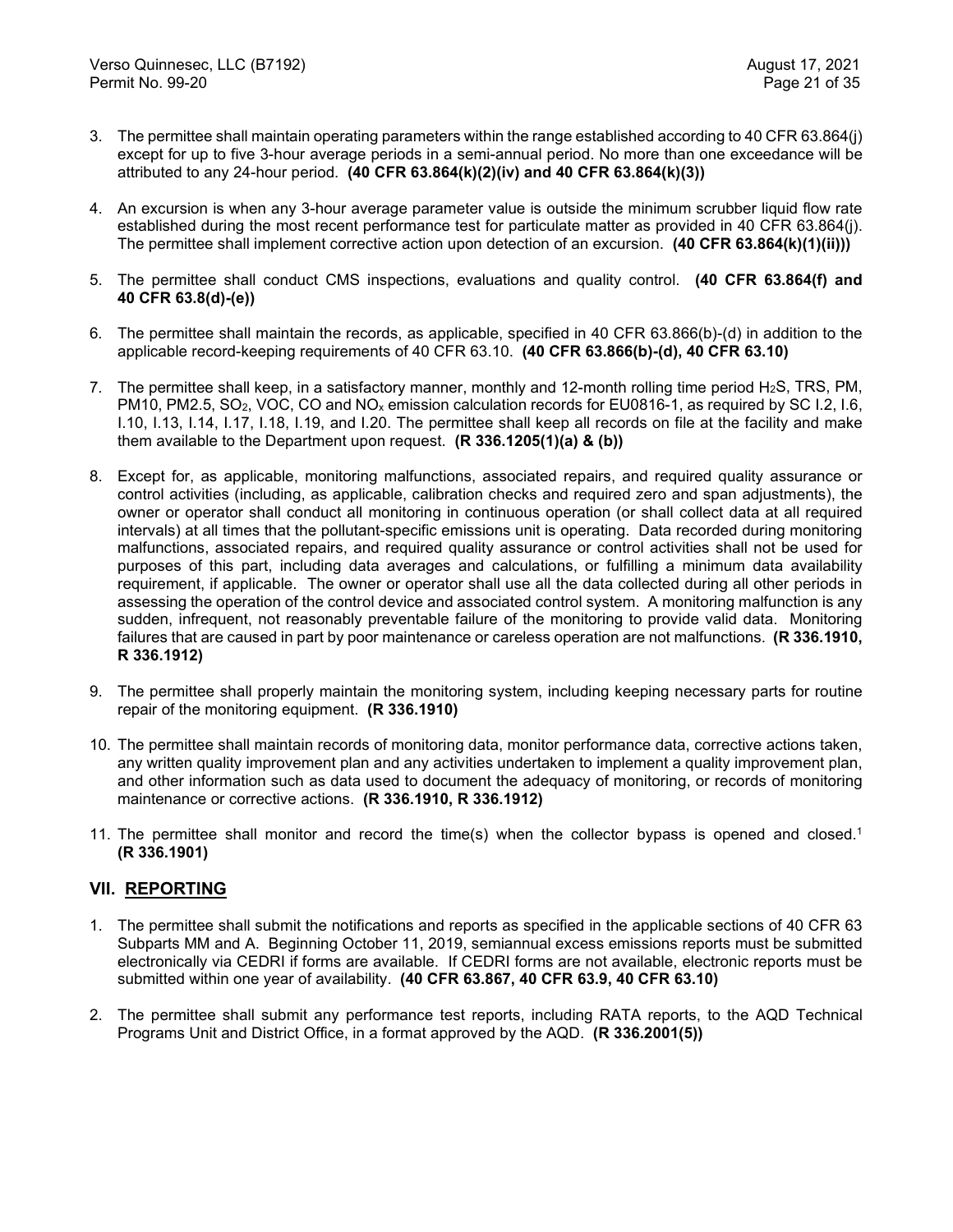3. The permittee shall maintain operating parameters within the range established according to 40 CFR 63.864(j) except for up to five 3-hour average periods in a semi-annual period. No more than one exceedance will be attributed to any 24-hour period. **(40 CFR 63.864(k)(2)(iv) and 40 CFR 63.864(k)(3))**

4. An excursion is when any 3-hour average parameter value is outside the minimum scrubber liquid flow rate established during the most recent performance test for particulate matter as provided in 40 CFR 63.864(j). The permittee shall implement corrective action upon detection of an excursion. **(40 CFR 63.864(k)(1)(ii)))**

5. The permittee shall conduct CMS inspections, evaluations and quality control. **(40 CFR 63.864(f) and 40 CFR 63.8(d)-(e))**

6. The permittee shall maintain the records, as applicable, specified in 40 CFR 63.866(b)-(d) in addition to the applicable record-keeping requirements of 40 CFR 63.10. **(40 CFR 63.866(b)-(d), 40 CFR 63.10)**

7. The permittee shall keep, in a satisfactory manner, monthly and 12-month rolling time period $H_2S$, TRS, PM, PM10, PM2.5, $SO_2$, VOC, CO and $NO_x$ emission calculation records for EU0816-1, as required by SC I.2, I.6, I.10, I.13, I.14, I.17, I.18, I.19, and I.20. The permittee shall keep all records on file at the facility and make them available to the Department upon request. **(R 336.1205(1)(a) & (b))**

8. Except for, as applicable, monitoring malfunctions, associated repairs, and required quality assurance or control activities (including, as applicable, calibration checks and required zero and span adjustments), the owner or operator shall conduct all monitoring in continuous operation (or shall collect data at all required intervals) at all times that the pollutant-specific emissions unit is operating. Data recorded during monitoring malfunctions, associated repairs, and required quality assurance or control activities shall not be used for purposes of this part, including data averages and calculations, or fulfilling a minimum data availability requirement, if applicable. The owner or operator shall use all the data collected during all other periods in assessing the operation of the control device and associated control system. A monitoring malfunction is any sudden, infrequent, not reasonably preventable failure of the monitoring to provide valid data. Monitoring failures that are caused in part by poor maintenance or careless operation are not malfunctions. **(R 336.1910, R 336.1912)**

9. The permittee shall properly maintain the monitoring system, including keeping necessary parts for routine repair of the monitoring equipment. **(R 336.1910)**

10. The permittee shall maintain records of monitoring data, monitor performance data, corrective actions taken, any written quality improvement plan and any activities undertaken to implement a quality improvement plan, and other information such as data used to document the adequacy of monitoring, or records of monitoring maintenance or corrective actions. **(R 336.1910, R 336.1912)**

11. The permittee shall monitor and record the time(s) when the collector bypass is opened and closed.[1] **(R 336.1901)**

## VII. REPORTING

1. The permittee shall submit the notifications and reports as specified in the applicable sections of 40 CFR 63 Subparts MM and A. Beginning October 11, 2019, semiannual excess emissions reports must be submitted electronically via CEDRI if forms are available. If CEDRI forms are not available, electronic reports must be submitted within one year of availability. **(40 CFR 63.867, 40 CFR 63.9, 40 CFR 63.10)**

2. The permittee shall submit any performance test reports, including RATA reports, to the AQD Technical Programs Unit and District Office, in a format approved by the AQD. **(R 336.2001(5))**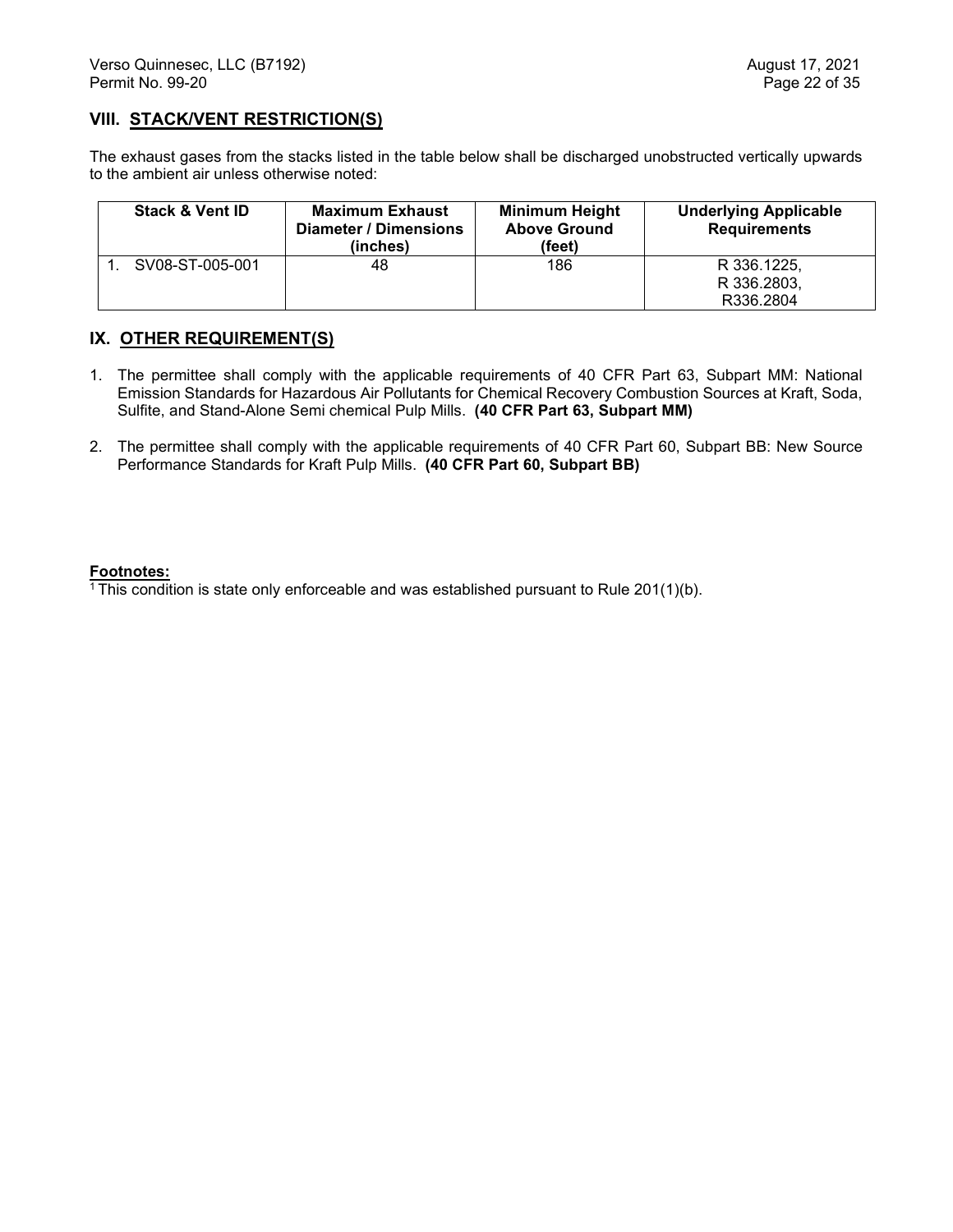## VIII. STACK/VENT RESTRICTION(S)

The exhaust gases from the stacks listed in the table below shall be discharged unobstructed vertically upwards to the ambient air unless otherwise noted:

| Stack & Vent ID | Maximum Exhaust Diameter / Dimensions (inches) | Minimum Height Above Ground (feet) | Underlying Applicable Requirements |
|---|---|---|---|
| 1. SV08-ST-005-001 | 48 | 186 | R 336.1225, R 336.2803, R336.2804 |

## IX. OTHER REQUIREMENT(S)

1. The permittee shall comply with the applicable requirements of 40 CFR Part 63, Subpart MM: National Emission Standards for Hazardous Air Pollutants for Chemical Recovery Combustion Sources at Kraft, Soda, Sulfite, and Stand-Alone Semi chemical Pulp Mills. **(40 CFR Part 63, Subpart MM)**

2. The permittee shall comply with the applicable requirements of 40 CFR Part 60, Subpart BB: New Source Performance Standards for Kraft Pulp Mills. **(40 CFR Part 60, Subpart BB)**

**Footnotes:**

[1] This condition is state only enforceable and was established pursuant to Rule 201(1)(b).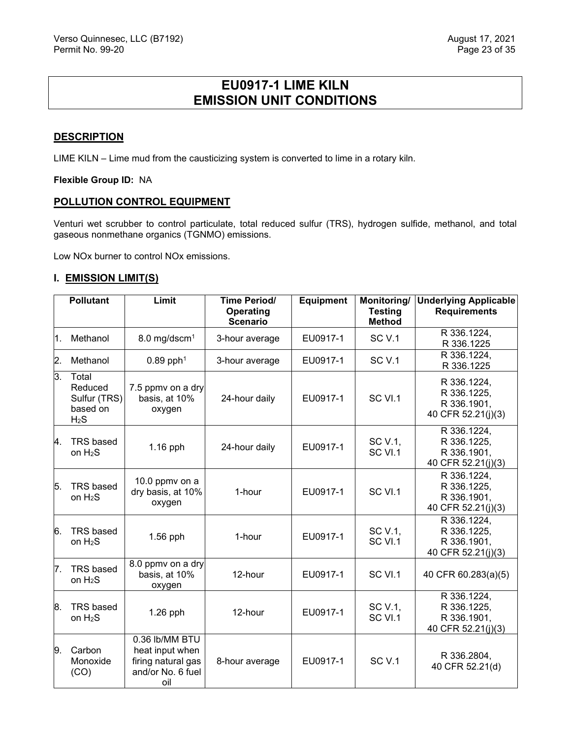# EU0917-1 LIME KILN EMISSION UNIT CONDITIONS

## DESCRIPTION

LIME KILN – Lime mud from the causticizing system is converted to lime in a rotary kiln.

**Flexible Group ID:** NA

## POLLUTION CONTROL EQUIPMENT

Venturi wet scrubber to control particulate, total reduced sulfur (TRS), hydrogen sulfide, methanol, and total gaseous nonmethane organics (TGNMO) emissions.

Low NOx burner to control NOx emissions.

## I. EMISSION LIMIT(S)

| | Pollutant | Limit | Time Period/ Operating Scenario | Equipment | Monitoring/ Testing Method | Underlying Applicable Requirements |
|---|---|---|---|---|---|---|
| 1. | Methanol | 8.0 mg/dscm[1] | 3-hour average | EU0917-1 | SC V.1 | R 336.1224, R 336.1225 |
| 2. | Methanol | 0.89 pph[1] | 3-hour average | EU0917-1 | SC V.1 | R 336.1224, R 336.1225 |
| 3. | Total Reduced Sulfur (TRS) based on $H_2S$ | 7.5 ppmv on a dry basis, at 10% oxygen | 24-hour daily | EU0917-1 | SC VI.1 | R 336.1224, R 336.1225, R 336.1901, 40 CFR 52.21(j)(3) |
| 4. | TRS based on $H_2S$ | 1.16 pph | 24-hour daily | EU0917-1 | SC V.1, SC VI.1 | R 336.1224, R 336.1225, R 336.1901, 40 CFR 52.21(j)(3) |
| 5. | TRS based on $H_2S$ | 10.0 ppmv on a dry basis, at 10% oxygen | 1-hour | EU0917-1 | SC VI.1 | R 336.1224, R 336.1225, R 336.1901, 40 CFR 52.21(j)(3) |
| 6. | TRS based on $H_2S$ | 1.56 pph | 1-hour | EU0917-1 | SC V.1, SC VI.1 | R 336.1224, R 336.1225, R 336.1901, 40 CFR 52.21(j)(3) |
| 7. | TRS based on $H_2S$ | 8.0 ppmv on a dry basis, at 10% oxygen | 12-hour | EU0917-1 | SC VI.1 | 40 CFR 60.283(a)(5) |
| 8. | TRS based on $H_2S$ | 1.26 pph | 12-hour | EU0917-1 | SC V.1, SC VI.1 | R 336.1224, R 336.1225, R 336.1901, 40 CFR 52.21(j)(3) |
| 9. | Carbon Monoxide (CO) | 0.36 lb/MM BTU heat input when firing natural gas and/or No. 6 fuel oil | 8-hour average | EU0917-1 | SC V.1 | R 336.2804, 40 CFR 52.21(d) |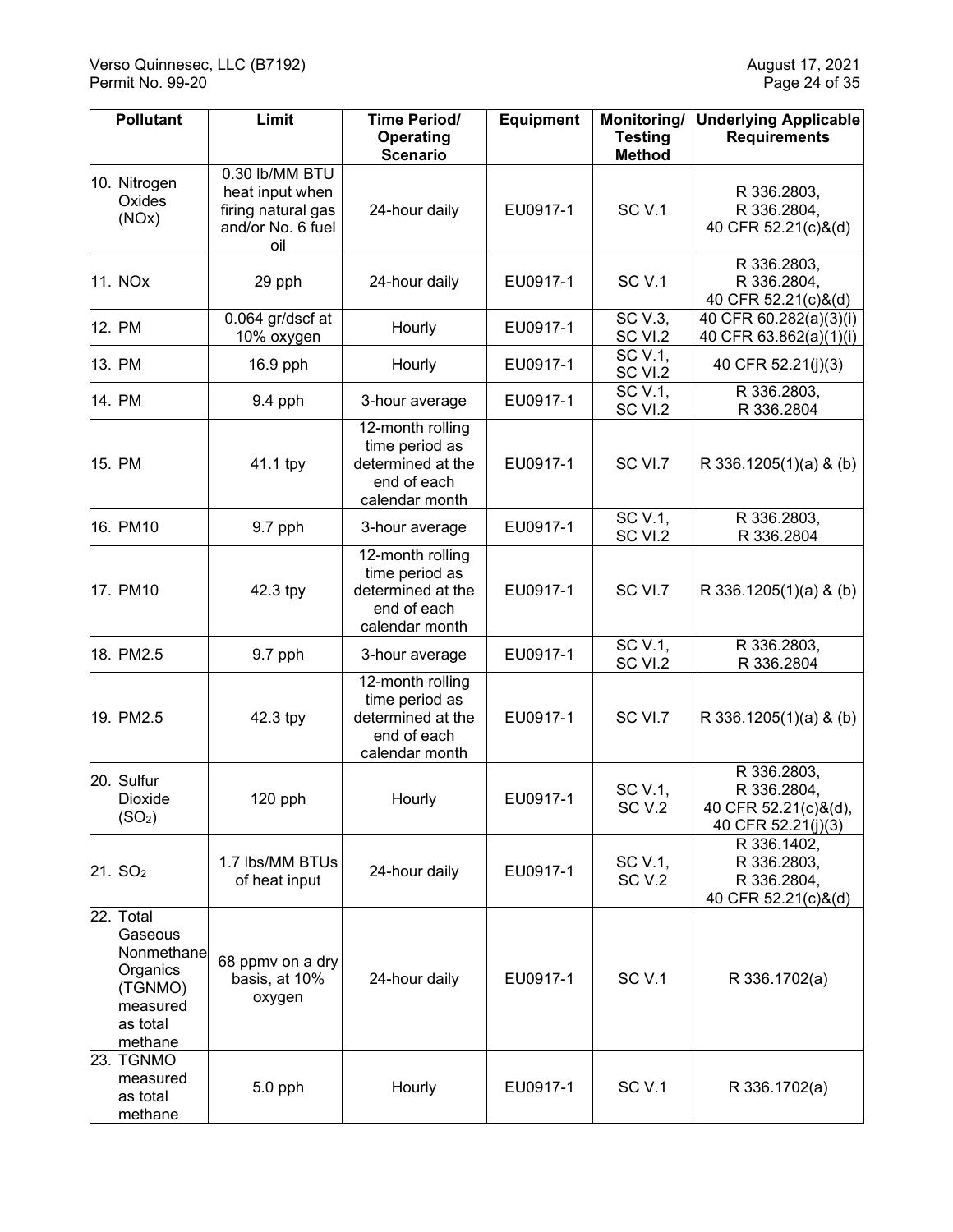| Pollutant | Limit | Time Period/ Operating Scenario | Equipment | Monitoring/ Testing Method | Underlying Applicable Requirements |
|---|---|---|---|---|---|
| 10. Nitrogen Oxides (NOx) | 0.30 lb/MM BTU heat input when firing natural gas and/or No. 6 fuel oil | 24-hour daily | EU0917-1 | SC V.1 | R 336.2803, R 336.2804, 40 CFR 52.21(c)&(d) |
| 11. NOx | 29 pph | 24-hour daily | EU0917-1 | SC V.1 | R 336.2803, R 336.2804, 40 CFR 52.21(c)&(d) |
| 12. PM | 0.064 gr/dscf at 10% oxygen | Hourly | EU0917-1 | SC V.3, SC VI.2 | 40 CFR 60.282(a)(3)(i) 40 CFR 63.862(a)(1)(i) |
| 13. PM | 16.9 pph | Hourly | EU0917-1 | SC V.1, SC VI.2 | 40 CFR 52.21(j)(3) |
| 14. PM | 9.4 pph | 3-hour average | EU0917-1 | SC V.1, SC VI.2 | R 336.2803, R 336.2804 |
| 15. PM | 41.1 tpy | 12-month rolling time period as determined at the end of each calendar month | EU0917-1 | SC VI.7 | R 336.1205(1)(a) & (b) |
| 16. PM10 | 9.7 pph | 3-hour average | EU0917-1 | SC V.1, SC VI.2 | R 336.2803, R 336.2804 |
| 17. PM10 | 42.3 tpy | 12-month rolling time period as determined at the end of each calendar month | EU0917-1 | SC VI.7 | R 336.1205(1)(a) & (b) |
| 18. PM2.5 | 9.7 pph | 3-hour average | EU0917-1 | SC V.1, SC VI.2 | R 336.2803, R 336.2804 |
| 19. PM2.5 | 42.3 tpy | 12-month rolling time period as determined at the end of each calendar month | EU0917-1 | SC VI.7 | R 336.1205(1)(a) & (b) |
| 20. Sulfur Dioxide ($SO_2$) | 120 pph | Hourly | EU0917-1 | SC V.1, SC V.2 | R 336.2803, R 336.2804, 40 CFR 52.21(c)&(d), 40 CFR 52.21(j)(3) |
| 21. $SO_2$ | 1.7 lbs/MM BTUs of heat input | 24-hour daily | EU0917-1 | SC V.1, SC V.2 | R 336.1402, R 336.2803, R 336.2804, 40 CFR 52.21(c)&(d) |
| 22. Total Gaseous Nonmethane Organics (TGNMO) measured as total methane | 68 ppmv on a dry basis, at 10% oxygen | 24-hour daily | EU0917-1 | SC V.1 | R 336.1702(a) |
| 23. TGNMO measured as total methane | 5.0 pph | Hourly | EU0917-1 | SC V.1 | R 336.1702(a) |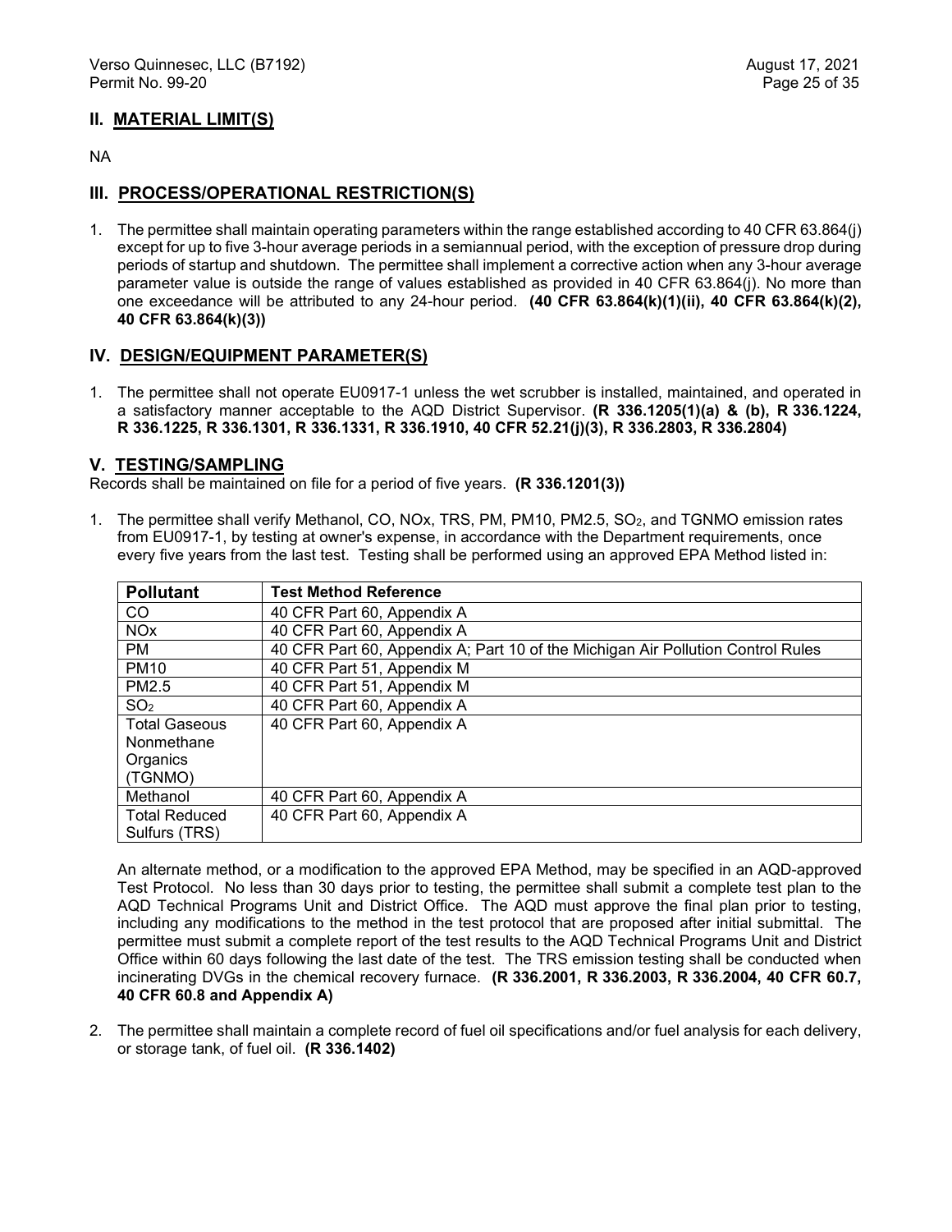## II. MATERIAL LIMIT(S)

NA

## III. PROCESS/OPERATIONAL RESTRICTION(S)

1. The permittee shall maintain operating parameters within the range established according to 40 CFR 63.864(j) except for up to five 3-hour average periods in a semiannual period, with the exception of pressure drop during periods of startup and shutdown. The permittee shall implement a corrective action when any 3-hour average parameter value is outside the range of values established as provided in 40 CFR 63.864(j). No more than one exceedance will be attributed to any 24-hour period. **(40 CFR 63.864(k)(1)(ii), 40 CFR 63.864(k)(2), 40 CFR 63.864(k)(3))**

## IV. DESIGN/EQUIPMENT PARAMETER(S)

1. The permittee shall not operate EU0917-1 unless the wet scrubber is installed, maintained, and operated in a satisfactory manner acceptable to the AQD District Supervisor. **(R 336.1205(1)(a) & (b), R 336.1224, R 336.1225, R 336.1301, R 336.1331, R 336.1910, 40 CFR 52.21(j)(3), R 336.2803, R 336.2804)**

## V. TESTING/SAMPLING

Records shall be maintained on file for a period of five years. **(R 336.1201(3))**

1. The permittee shall verify Methanol, CO, NOx, TRS, PM, PM10, PM2.5, $SO_2$, and TGNMO emission rates from EU0917-1, by testing at owner's expense, in accordance with the Department requirements, once every five years from the last test. Testing shall be performed using an approved EPA Method listed in:

| Pollutant | Test Method Reference |
|---|---|
| CO | 40 CFR Part 60, Appendix A |
| NOx | 40 CFR Part 60, Appendix A |
| PM | 40 CFR Part 60, Appendix A; Part 10 of the Michigan Air Pollution Control Rules |
| PM10 | 40 CFR Part 51, Appendix M |
| PM2.5 | 40 CFR Part 51, Appendix M |
| $SO_2$ | 40 CFR Part 60, Appendix A |
| Total Gaseous Nonmethane Organics (TGNMO) | 40 CFR Part 60, Appendix A |
| Methanol | 40 CFR Part 60, Appendix A |
| Total Reduced Sulfurs (TRS) | 40 CFR Part 60, Appendix A |

An alternate method, or a modification to the approved EPA Method, may be specified in an AQD-approved Test Protocol. No less than 30 days prior to testing, the permittee shall submit a complete test plan to the AQD Technical Programs Unit and District Office. The AQD must approve the final plan prior to testing, including any modifications to the method in the test protocol that are proposed after initial submittal. The permittee must submit a complete report of the test results to the AQD Technical Programs Unit and District Office within 60 days following the last date of the test. The TRS emission testing shall be conducted when incinerating DVGs in the chemical recovery furnace. **(R 336.2001, R 336.2003, R 336.2004, 40 CFR 60.7, 40 CFR 60.8 and Appendix A)**

2. The permittee shall maintain a complete record of fuel oil specifications and/or fuel analysis for each delivery, or storage tank, of fuel oil. **(R 336.1402)**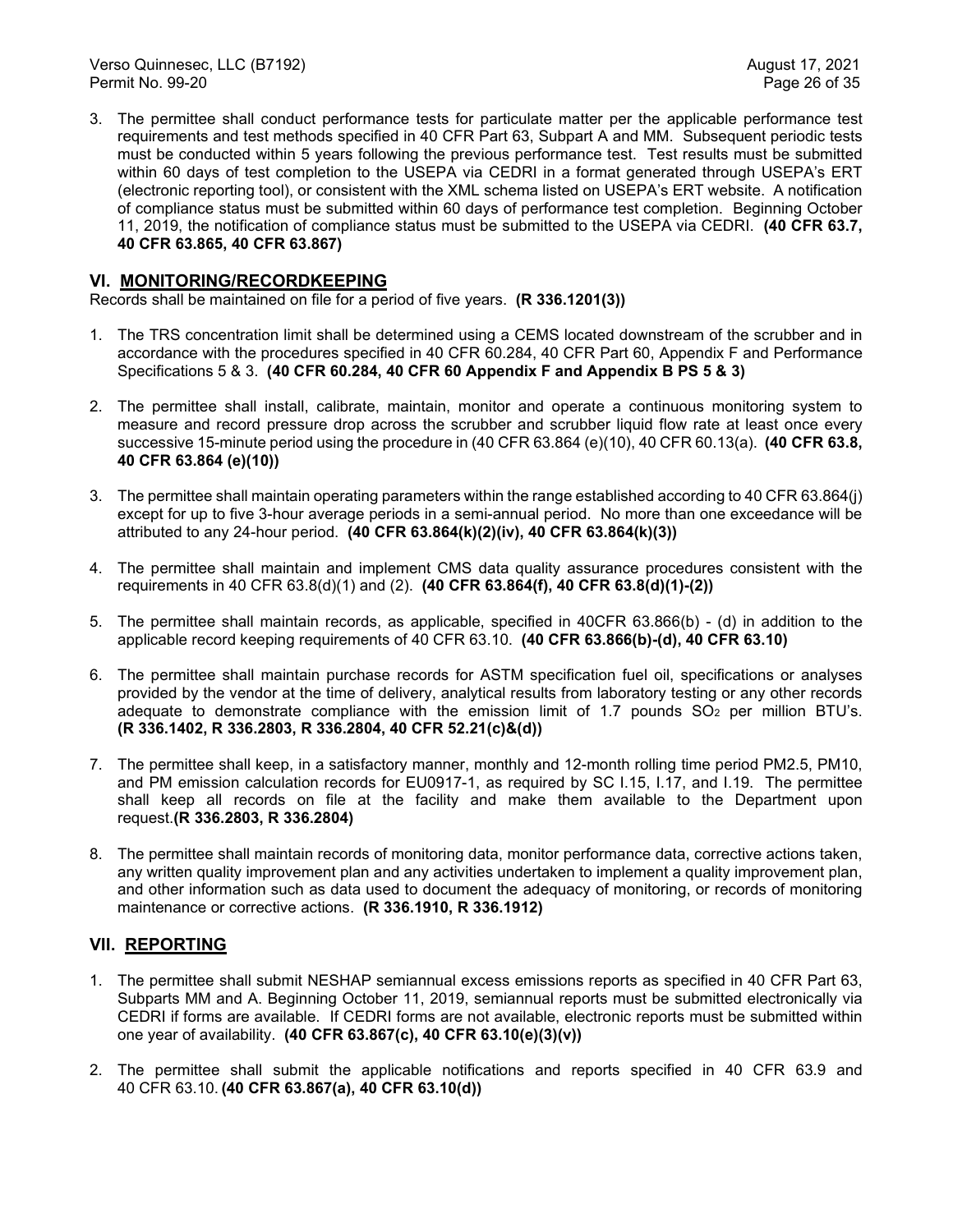3. The permittee shall conduct performance tests for particulate matter per the applicable performance test requirements and test methods specified in 40 CFR Part 63, Subpart A and MM. Subsequent periodic tests must be conducted within 5 years following the previous performance test. Test results must be submitted within 60 days of test completion to the USEPA via CEDRI in a format generated through USEPA's ERT (electronic reporting tool), or consistent with the XML schema listed on USEPA's ERT website. A notification of compliance status must be submitted within 60 days of performance test completion. Beginning October 11, 2019, the notification of compliance status must be submitted to the USEPA via CEDRI. **(40 CFR 63.7, 40 CFR 63.865, 40 CFR 63.867)**

## VI. MONITORING/RECORDKEEPING

Records shall be maintained on file for a period of five years. **(R 336.1201(3))**

1. The TRS concentration limit shall be determined using a CEMS located downstream of the scrubber and in accordance with the procedures specified in 40 CFR 60.284, 40 CFR Part 60, Appendix F and Performance Specifications 5 & 3. **(40 CFR 60.284, 40 CFR 60 Appendix F and Appendix B PS 5 & 3)**

2. The permittee shall install, calibrate, maintain, monitor and operate a continuous monitoring system to measure and record pressure drop across the scrubber and scrubber liquid flow rate at least once every successive 15-minute period using the procedure in (40 CFR 63.864 (e)(10), 40 CFR 60.13(a). **(40 CFR 63.8, 40 CFR 63.864 (e)(10))**

3. The permittee shall maintain operating parameters within the range established according to 40 CFR 63.864(j) except for up to five 3-hour average periods in a semi-annual period. No more than one exceedance will be attributed to any 24-hour period. **(40 CFR 63.864(k)(2)(iv), 40 CFR 63.864(k)(3))**

4. The permittee shall maintain and implement CMS data quality assurance procedures consistent with the requirements in 40 CFR 63.8(d)(1) and (2). **(40 CFR 63.864(f), 40 CFR 63.8(d)(1)-(2))**

5. The permittee shall maintain records, as applicable, specified in 40CFR 63.866(b) - (d) in addition to the applicable record keeping requirements of 40 CFR 63.10. **(40 CFR 63.866(b)-(d), 40 CFR 63.10)**

6. The permittee shall maintain purchase records for ASTM specification fuel oil, specifications or analyses provided by the vendor at the time of delivery, analytical results from laboratory testing or any other records adequate to demonstrate compliance with the emission limit of 1.7 pounds $SO_2$ per million BTU's. **(R 336.1402, R 336.2803, R 336.2804, 40 CFR 52.21(c)&(d))**

7. The permittee shall keep, in a satisfactory manner, monthly and 12-month rolling time period PM2.5, PM10, and PM emission calculation records for EU0917-1, as required by SC I.15, I.17, and I.19. The permittee shall keep all records on file at the facility and make them available to the Department upon request.**(R 336.2803, R 336.2804)**

8. The permittee shall maintain records of monitoring data, monitor performance data, corrective actions taken, any written quality improvement plan and any activities undertaken to implement a quality improvement plan, and other information such as data used to document the adequacy of monitoring, or records of monitoring maintenance or corrective actions. **(R 336.1910, R 336.1912)**

## VII. REPORTING

1. The permittee shall submit NESHAP semiannual excess emissions reports as specified in 40 CFR Part 63, Subparts MM and A. Beginning October 11, 2019, semiannual reports must be submitted electronically via CEDRI if forms are available. If CEDRI forms are not available, electronic reports must be submitted within one year of availability. **(40 CFR 63.867(c), 40 CFR 63.10(e)(3)(v))**

2. The permittee shall submit the applicable notifications and reports specified in 40 CFR 63.9 and 40 CFR 63.10. **(40 CFR 63.867(a), 40 CFR 63.10(d))**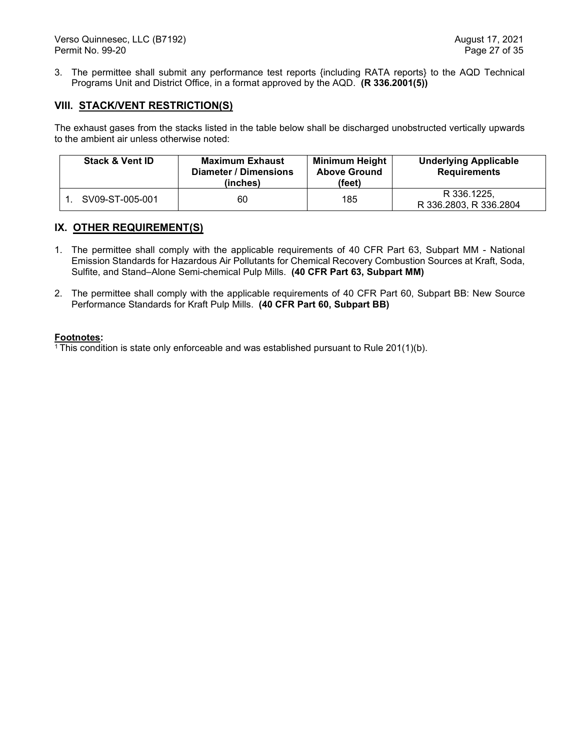3. The permittee shall submit any performance test reports {including RATA reports} to the AQD Technical Programs Unit and District Office, in a format approved by the AQD. **(R 336.2001(5))**

## VIII. STACK/VENT RESTRICTION(S)

The exhaust gases from the stacks listed in the table below shall be discharged unobstructed vertically upwards to the ambient air unless otherwise noted:

| Stack & Vent ID | Maximum Exhaust Diameter / Dimensions (inches) | Minimum Height Above Ground (feet) | Underlying Applicable Requirements |
|---|---|---|---|
| 1. SV09-ST-005-001 | 60 | 185 | R 336.1225, R 336.2803, R 336.2804 |

## IX. OTHER REQUIREMENT(S)

1. The permittee shall comply with the applicable requirements of 40 CFR Part 63, Subpart MM - National Emission Standards for Hazardous Air Pollutants for Chemical Recovery Combustion Sources at Kraft, Soda, Sulfite, and Stand–Alone Semi-chemical Pulp Mills. **(40 CFR Part 63, Subpart MM)**

2. The permittee shall comply with the applicable requirements of 40 CFR Part 60, Subpart BB: New Source Performance Standards for Kraft Pulp Mills. **(40 CFR Part 60, Subpart BB)**

**Footnotes:**

[1] This condition is state only enforceable and was established pursuant to Rule 201(1)(b).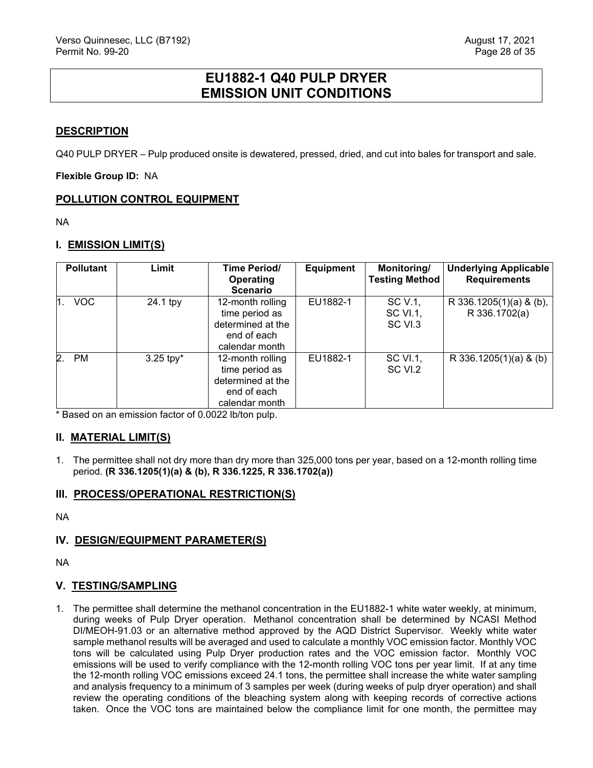# EU1882-1 Q40 PULP DRYER EMISSION UNIT CONDITIONS

## DESCRIPTION

Q40 PULP DRYER – Pulp produced onsite is dewatered, pressed, dried, and cut into bales for transport and sale.

**Flexible Group ID:** NA

## POLLUTION CONTROL EQUIPMENT

NA

## I. EMISSION LIMIT(S)

| Pollutant | Limit | Time Period/ Operating Scenario | Equipment | Monitoring/ Testing Method | Underlying Applicable Requirements |
|---|---|---|---|---|---|
| 1. VOC | 24.1 tpy | 12-month rolling time period as determined at the end of each calendar month | EU1882-1 | SC V.1, SC VI.1, SC VI.3 | R 336.1205(1)(a) & (b), R 336.1702(a) |
| 2. PM | 3.25 tpy* | 12-month rolling time period as determined at the end of each calendar month | EU1882-1 | SC VI.1, SC VI.2 | R 336.1205(1)(a) & (b) |

* Based on an emission factor of 0.0022 lb/ton pulp.

## II. MATERIAL LIMIT(S)

1. The permittee shall not dry more than dry more than 325,000 tons per year, based on a 12-month rolling time period. **(R 336.1205(1)(a) & (b), R 336.1225, R 336.1702(a))**

## III. PROCESS/OPERATIONAL RESTRICTION(S)

NA

## IV. DESIGN/EQUIPMENT PARAMETER(S)

NA

## V. TESTING/SAMPLING

1. The permittee shall determine the methanol concentration in the EU1882-1 white water weekly, at minimum, during weeks of Pulp Dryer operation. Methanol concentration shall be determined by NCASI Method DI/MEOH-91.03 or an alternative method approved by the AQD District Supervisor. Weekly white water sample methanol results will be averaged and used to calculate a monthly VOC emission factor. Monthly VOC tons will be calculated using Pulp Dryer production rates and the VOC emission factor. Monthly VOC emissions will be used to verify compliance with the 12-month rolling VOC tons per year limit. If at any time the 12-month rolling VOC emissions exceed 24.1 tons, the permittee shall increase the white water sampling and analysis frequency to a minimum of 3 samples per week (during weeks of pulp dryer operation) and shall review the operating conditions of the bleaching system along with keeping records of corrective actions taken. Once the VOC tons are maintained below the compliance limit for one month, the permittee may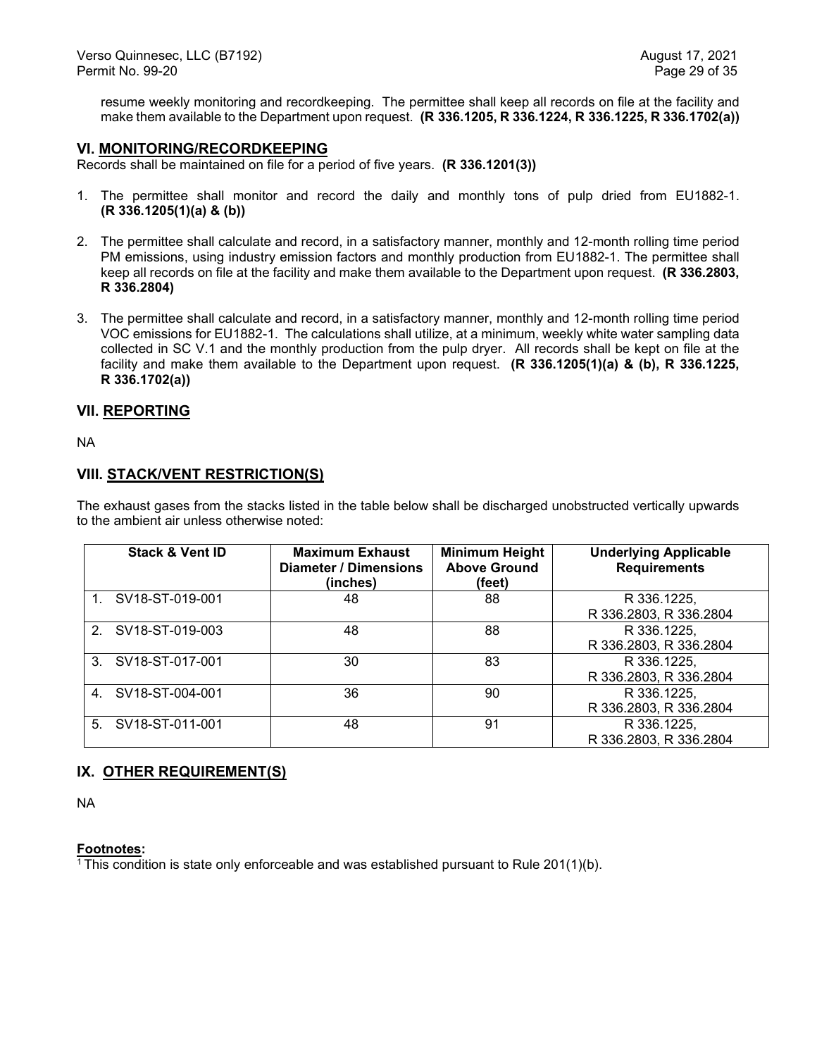resume weekly monitoring and recordkeeping. The permittee shall keep all records on file at the facility and make them available to the Department upon request. **(R 336.1205, R 336.1224, R 336.1225, R 336.1702(a))**

## VI. MONITORING/RECORDKEEPING

Records shall be maintained on file for a period of five years. **(R 336.1201(3))**

1. The permittee shall monitor and record the daily and monthly tons of pulp dried from EU1882-1. **(R 336.1205(1)(a) & (b))**

2. The permittee shall calculate and record, in a satisfactory manner, monthly and 12-month rolling time period PM emissions, using industry emission factors and monthly production from EU1882-1. The permittee shall keep all records on file at the facility and make them available to the Department upon request. **(R 336.2803, R 336.2804)**

3. The permittee shall calculate and record, in a satisfactory manner, monthly and 12-month rolling time period VOC emissions for EU1882-1. The calculations shall utilize, at a minimum, weekly white water sampling data collected in SC V.1 and the monthly production from the pulp dryer. All records shall be kept on file at the facility and make them available to the Department upon request. **(R 336.1205(1)(a) & (b), R 336.1225, R 336.1702(a))**

## VII. REPORTING

NA

## VIII. STACK/VENT RESTRICTION(S)

The exhaust gases from the stacks listed in the table below shall be discharged unobstructed vertically upwards to the ambient air unless otherwise noted:

| Stack & Vent ID | Maximum Exhaust Diameter / Dimensions (inches) | Minimum Height Above Ground (feet) | Underlying Applicable Requirements |
|---|---|---|---|
| 1. SV18-ST-019-001 | 48 | 88 | R 336.1225, R 336.2803, R 336.2804 |
| 2. SV18-ST-019-003 | 48 | 88 | R 336.1225, R 336.2803, R 336.2804 |
| 3. SV18-ST-017-001 | 30 | 83 | R 336.1225, R 336.2803, R 336.2804 |
| 4. SV18-ST-004-001 | 36 | 90 | R 336.1225, R 336.2803, R 336.2804 |
| 5. SV18-ST-011-001 | 48 | 91 | R 336.1225, R 336.2803, R 336.2804 |

## IX. OTHER REQUIREMENT(S)

NA

**Footnotes:**

[1] This condition is state only enforceable and was established pursuant to Rule 201(1)(b).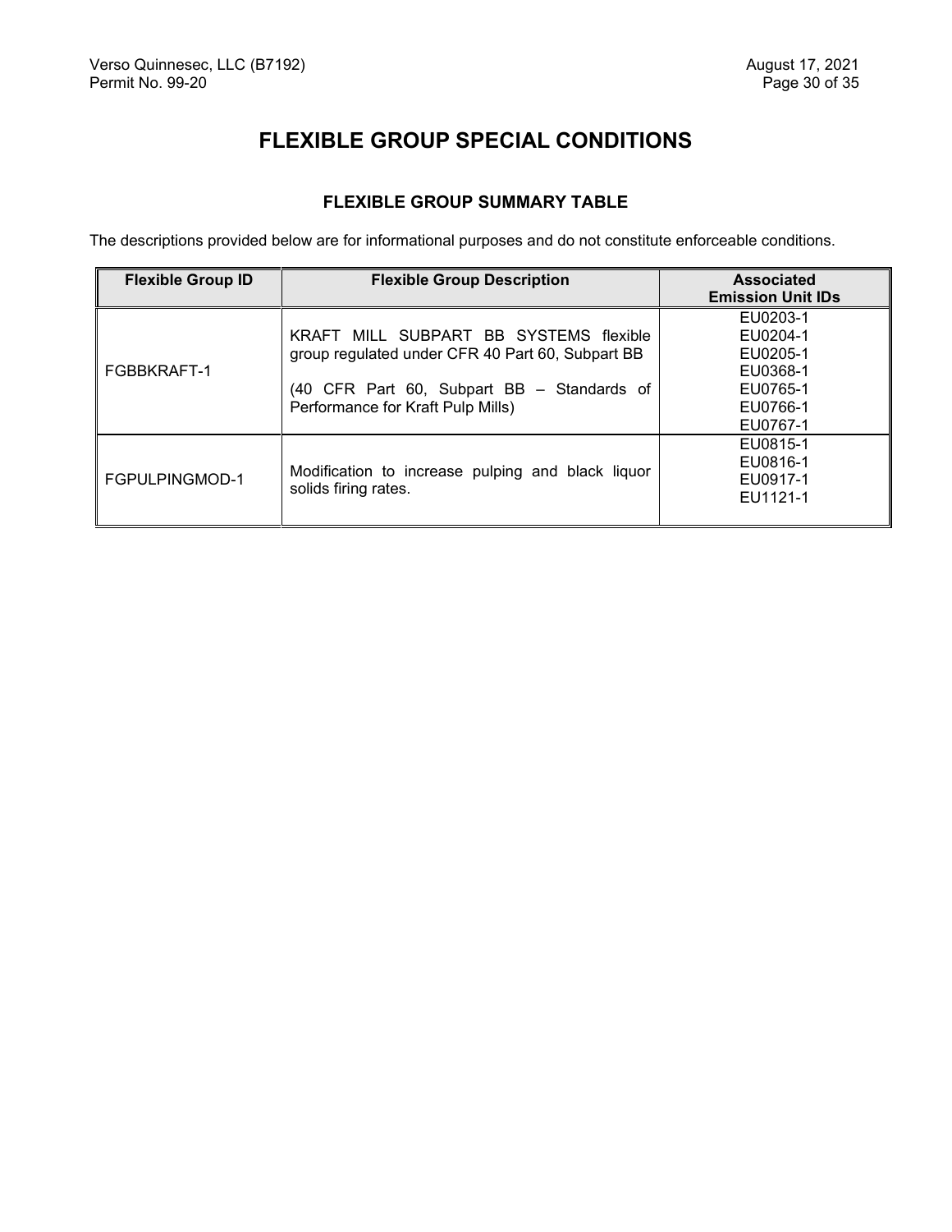# FLEXIBLE GROUP SPECIAL CONDITIONS

## FLEXIBLE GROUP SUMMARY TABLE

The descriptions provided below are for informational purposes and do not constitute enforceable conditions.

| Flexible Group ID | Flexible Group Description | Associated Emission Unit IDs |
|---|---|---|
| FGBBKRAFT-1 | KRAFT MILL SUBPART BB SYSTEMS flexible group regulated under CFR 40 Part 60, Subpart BB<br><br>(40 CFR Part 60, Subpart BB – Standards of Performance for Kraft Pulp Mills) | EU0203-1<br>EU0204-1<br>EU0205-1<br>EU0368-1<br>EU0765-1<br>EU0766-1<br>EU0767-1 |
| FGPULPINGMOD-1 | Modification to increase pulping and black liquor solids firing rates. | EU0815-1<br>EU0816-1<br>EU0917-1<br>EU1121-1 |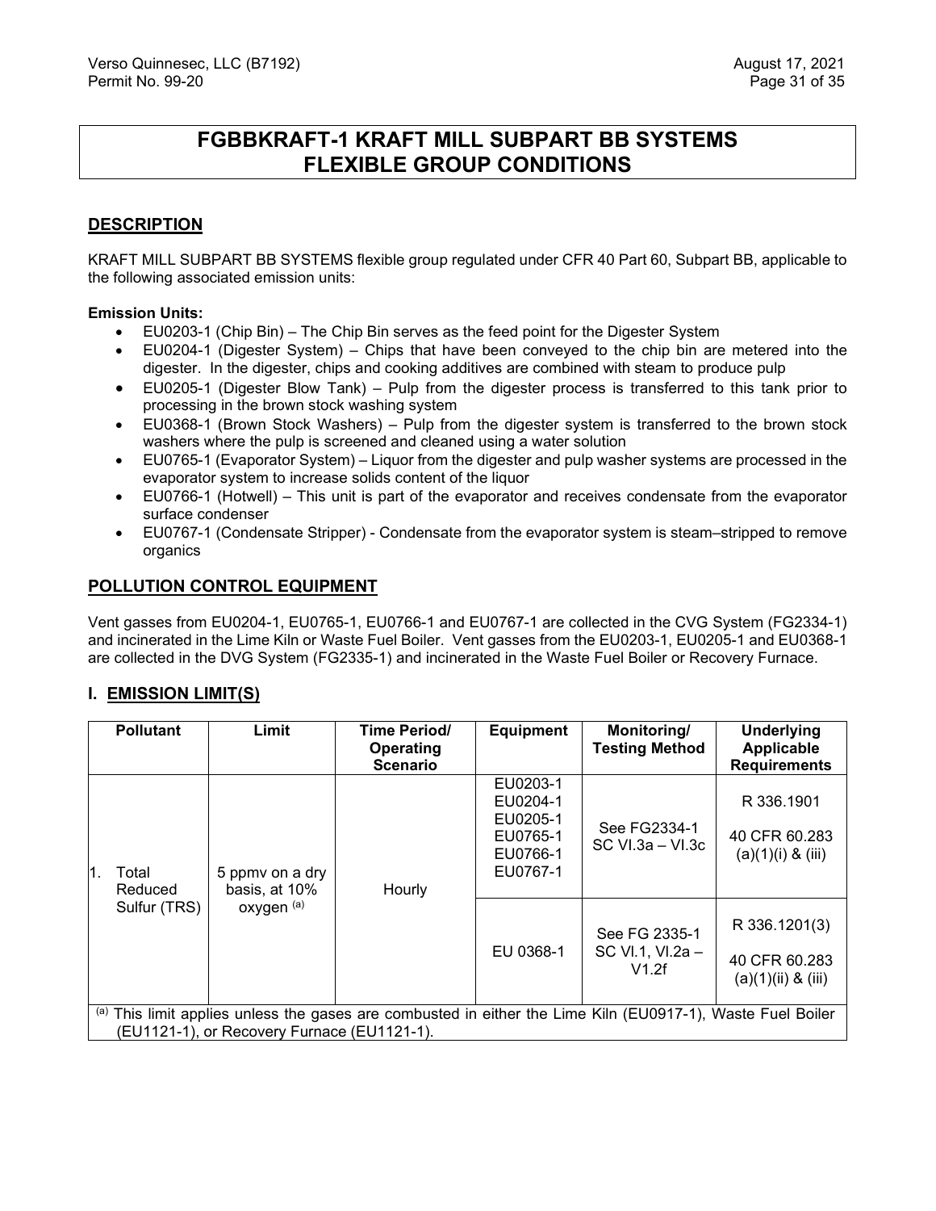# FGBBKRAFT-1 KRAFT MILL SUBPART BB SYSTEMS FLEXIBLE GROUP CONDITIONS

## DESCRIPTION

KRAFT MILL SUBPART BB SYSTEMS flexible group regulated under CFR 40 Part 60, Subpart BB, applicable to the following associated emission units:

**Emission Units:**

- EU0203-1 (Chip Bin) – The Chip Bin serves as the feed point for the Digester System
- EU0204-1 (Digester System) – Chips that have been conveyed to the chip bin are metered into the digester. In the digester, chips and cooking additives are combined with steam to produce pulp
- EU0205-1 (Digester Blow Tank) – Pulp from the digester process is transferred to this tank prior to processing in the brown stock washing system
- EU0368-1 (Brown Stock Washers) – Pulp from the digester system is transferred to the brown stock washers where the pulp is screened and cleaned using a water solution
- EU0765-1 (Evaporator System) – Liquor from the digester and pulp washer systems are processed in the evaporator system to increase solids content of the liquor
- EU0766-1 (Hotwell) – This unit is part of the evaporator and receives condensate from the evaporator surface condenser
- EU0767-1 (Condensate Stripper) - Condensate from the evaporator system is steam–stripped to remove organics

## POLLUTION CONTROL EQUIPMENT

Vent gasses from EU0204-1, EU0765-1, EU0766-1 and EU0767-1 are collected in the CVG System (FG2334-1) and incinerated in the Lime Kiln or Waste Fuel Boiler. Vent gasses from the EU0203-1, EU0205-1 and EU0368-1 are collected in the DVG System (FG2335-1) and incinerated in the Waste Fuel Boiler or Recovery Furnace.

## I. EMISSION LIMIT(S)

| Pollutant | Limit | Time Period/ Operating Scenario | Equipment | Monitoring/ Testing Method | Underlying Applicable Requirements |
|---|---|---|---|---|---|
| 1. Total Reduced Sulfur (TRS) | 5 ppmv on a dry basis, at 10% oxygen [(a)] | Hourly | EU0203-1<br>EU0204-1<br>EU0205-1<br>EU0765-1<br>EU0766-1<br>EU0767-1 | See FG2334-1 SC VI.3a – VI.3c | R 336.1901<br><br>40 CFR 60.283 (a)(1)(i) & (iii) |
| | | | EU 0368-1 | See FG 2335-1 SC VI.1, VI.2a – V1.2f | R 336.1201(3)<br><br>40 CFR 60.283 (a)(1)(ii) & (iii) |

[(a)] This limit applies unless the gases are combusted in either the Lime Kiln (EU0917-1), Waste Fuel Boiler (EU1121-1), or Recovery Furnace (EU1121-1).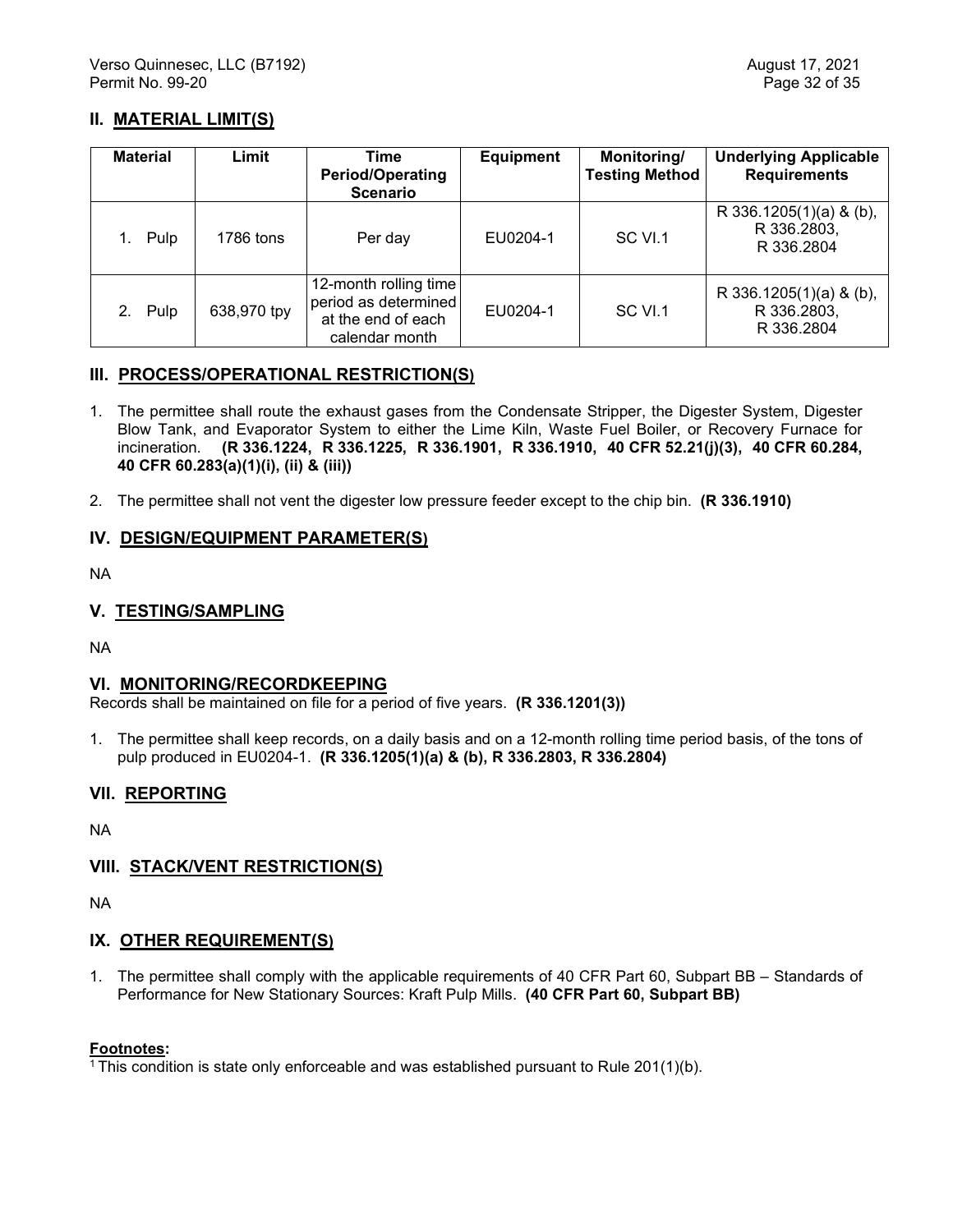## II. MATERIAL LIMIT(S)

| Material | Limit | Time Period/Operating Scenario | Equipment | Monitoring/ Testing Method | Underlying Applicable Requirements |
|---|---|---|---|---|---|
| 1. Pulp | 1786 tons | Per day | EU0204-1 | SC VI.1 | R 336.1205(1)(a) & (b), R 336.2803, R 336.2804 |
| 2. Pulp | 638,970 tpy | 12-month rolling time period as determined at the end of each calendar month | EU0204-1 | SC VI.1 | R 336.1205(1)(a) & (b), R 336.2803, R 336.2804 |

## III. PROCESS/OPERATIONAL RESTRICTION(S)

1. The permittee shall route the exhaust gases from the Condensate Stripper, the Digester System, Digester Blow Tank, and Evaporator System to either the Lime Kiln, Waste Fuel Boiler, or Recovery Furnace for incineration. **(R 336.1224, R 336.1225, R 336.1901, R 336.1910, 40 CFR 52.21(j)(3), 40 CFR 60.284, 40 CFR 60.283(a)(1)(i), (ii) & (iii))**

2. The permittee shall not vent the digester low pressure feeder except to the chip bin. **(R 336.1910)**

## IV. DESIGN/EQUIPMENT PARAMETER(S)

NA

## V. TESTING/SAMPLING

NA

## VI. MONITORING/RECORDKEEPING

Records shall be maintained on file for a period of five years. **(R 336.1201(3))**

1. The permittee shall keep records, on a daily basis and on a 12-month rolling time period basis, of the tons of pulp produced in EU0204-1. **(R 336.1205(1)(a) & (b), R 336.2803, R 336.2804)**

## VII. REPORTING

NA

## VIII. STACK/VENT RESTRICTION(S)

NA

## IX. OTHER REQUIREMENT(S)

1. The permittee shall comply with the applicable requirements of 40 CFR Part 60, Subpart BB – Standards of Performance for New Stationary Sources: Kraft Pulp Mills. **(40 CFR Part 60, Subpart BB)**

**Footnotes:**

[1] This condition is state only enforceable and was established pursuant to Rule 201(1)(b).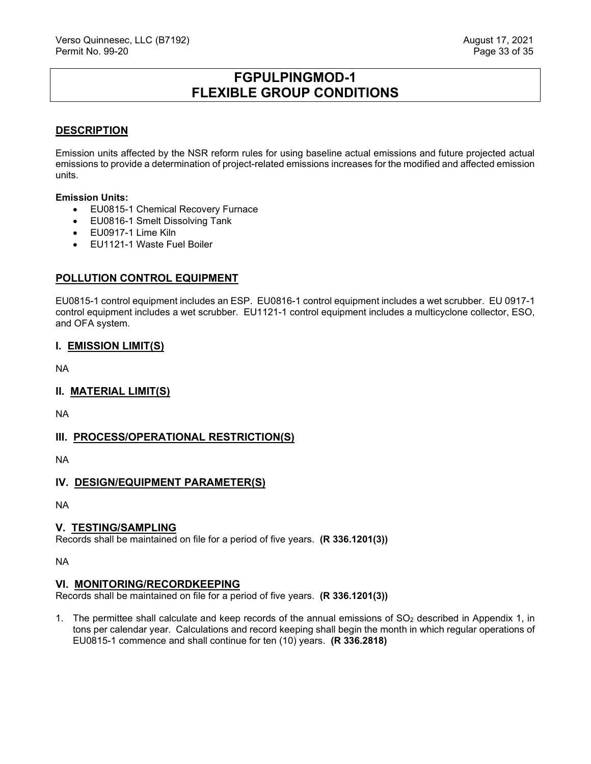# FGPULPINGMOD-1
# FLEXIBLE GROUP CONDITIONS

## DESCRIPTION

Emission units affected by the NSR reform rules for using baseline actual emissions and future projected actual emissions to provide a determination of project-related emissions increases for the modified and affected emission units.

**Emission Units:**

- EU0815-1 Chemical Recovery Furnace
- EU0816-1 Smelt Dissolving Tank
- EU0917-1 Lime Kiln
- EU1121-1 Waste Fuel Boiler

## POLLUTION CONTROL EQUIPMENT

EU0815-1 control equipment includes an ESP. EU0816-1 control equipment includes a wet scrubber. EU 0917-1 control equipment includes a wet scrubber. EU1121-1 control equipment includes a multicyclone collector, ESO, and OFA system.

## I. EMISSION LIMIT(S)

NA

## II. MATERIAL LIMIT(S)

NA

## III. PROCESS/OPERATIONAL RESTRICTION(S)

NA

## IV. DESIGN/EQUIPMENT PARAMETER(S)

NA

## V. TESTING/SAMPLING

Records shall be maintained on file for a period of five years. **(R 336.1201(3))**

NA

## VI. MONITORING/RECORDKEEPING

Records shall be maintained on file for a period of five years. **(R 336.1201(3))**

1. The permittee shall calculate and keep records of the annual emissions of $SO_2$ described in Appendix 1, in tons per calendar year. Calculations and record keeping shall begin the month in which regular operations of EU0815-1 commence and shall continue for ten (10) years. **(R 336.2818)**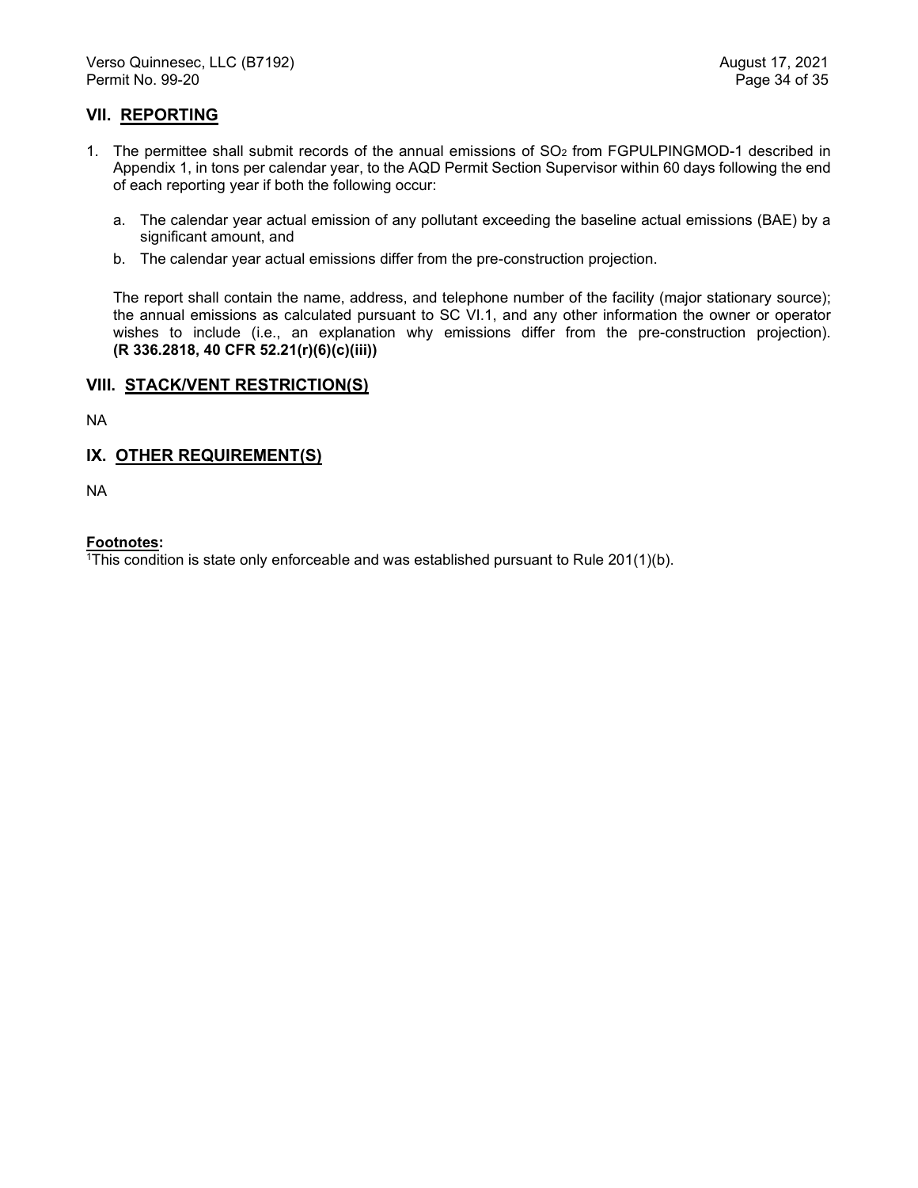## VII. REPORTING

1. The permittee shall submit records of the annual emissions of $SO_2$ from FGPULPINGMOD-1 described in Appendix 1, in tons per calendar year, to the AQD Permit Section Supervisor within 60 days following the end of each reporting year if both the following occur:

   a. The calendar year actual emission of any pollutant exceeding the baseline actual emissions (BAE) by a significant amount, and

   b. The calendar year actual emissions differ from the pre-construction projection.

   The report shall contain the name, address, and telephone number of the facility (major stationary source); the annual emissions as calculated pursuant to SC VI.1, and any other information the owner or operator wishes to include (i.e., an explanation why emissions differ from the pre-construction projection). **(R 336.2818, 40 CFR 52.21(r)(6)(c)(iii))**

## VIII. STACK/VENT RESTRICTION(S)

NA

## IX. OTHER REQUIREMENT(S)

NA

**Footnotes:**

[1]This condition is state only enforceable and was established pursuant to Rule 201(1)(b).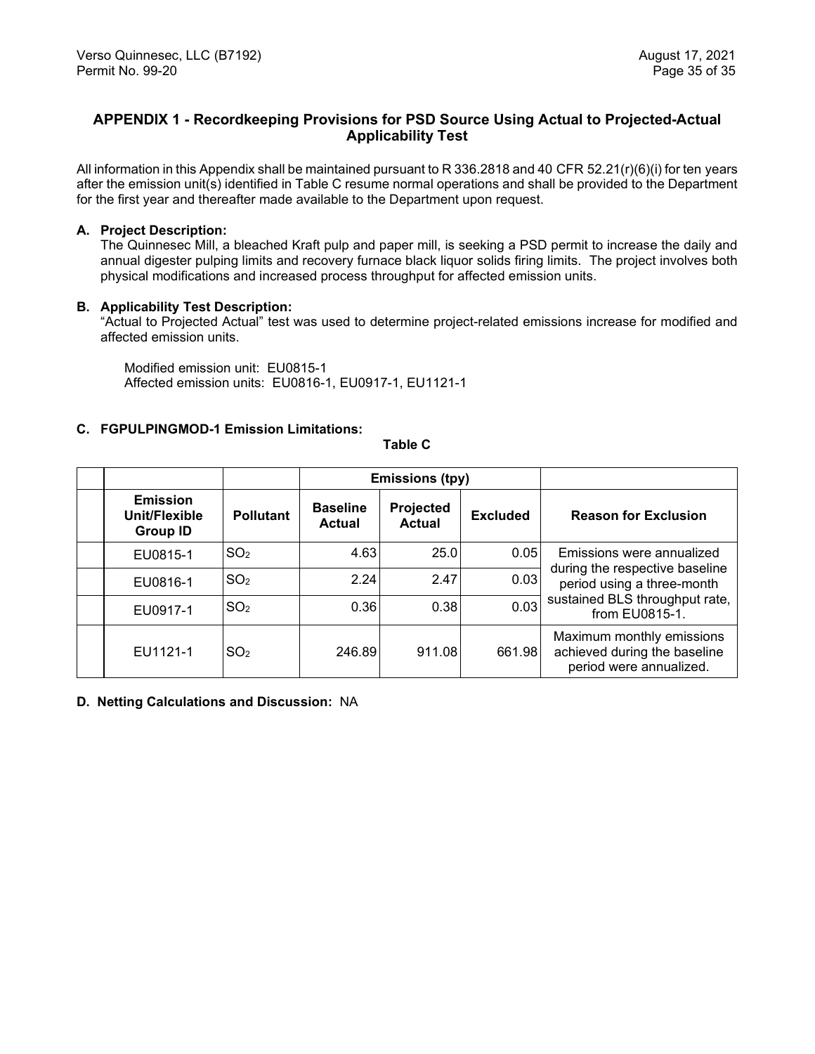## APPENDIX 1 - Recordkeeping Provisions for PSD Source Using Actual to Projected-Actual Applicability Test

All information in this Appendix shall be maintained pursuant to R 336.2818 and 40 CFR 52.21(r)(6)(i) for ten years after the emission unit(s) identified in Table C resume normal operations and shall be provided to the Department for the first year and thereafter made available to the Department upon request.

**A. Project Description:**
The Quinnesec Mill, a bleached Kraft pulp and paper mill, is seeking a PSD permit to increase the daily and annual digester pulping limits and recovery furnace black liquor solids firing limits. The project involves both physical modifications and increased process throughput for affected emission units.

**B. Applicability Test Description:**
"Actual to Projected Actual" test was used to determine project-related emissions increase for modified and affected emission units.

Modified emission unit: EU0815-1
Affected emission units: EU0816-1, EU0917-1, EU1121-1

**C. FGPULPINGMOD-1 Emission Limitations:**

**Table C**

| | | | Emissions (tpy) | | | |
|---|---|---|---|---|---|---|
| | **Emission Unit/Flexible Group ID** | **Pollutant** | **Baseline Actual** | **Projected Actual** | **Excluded** | **Reason for Exclusion** |
| | EU0815-1 | $SO_2$ | 4.63 | 25.0 | 0.05 | Emissions were annualized during the respective baseline period using a three-month sustained BLS throughput rate, from EU0815-1. |
| | EU0816-1 | $SO_2$ | 2.24 | 2.47 | 0.03 | |
| | EU0917-1 | $SO_2$ | 0.36 | 0.38 | 0.03 | |
| | EU1121-1 | $SO_2$ | 246.89 | 911.08 | 661.98 | Maximum monthly emissions achieved during the baseline period were annualized. |

**D. Netting Calculations and Discussion:** NA